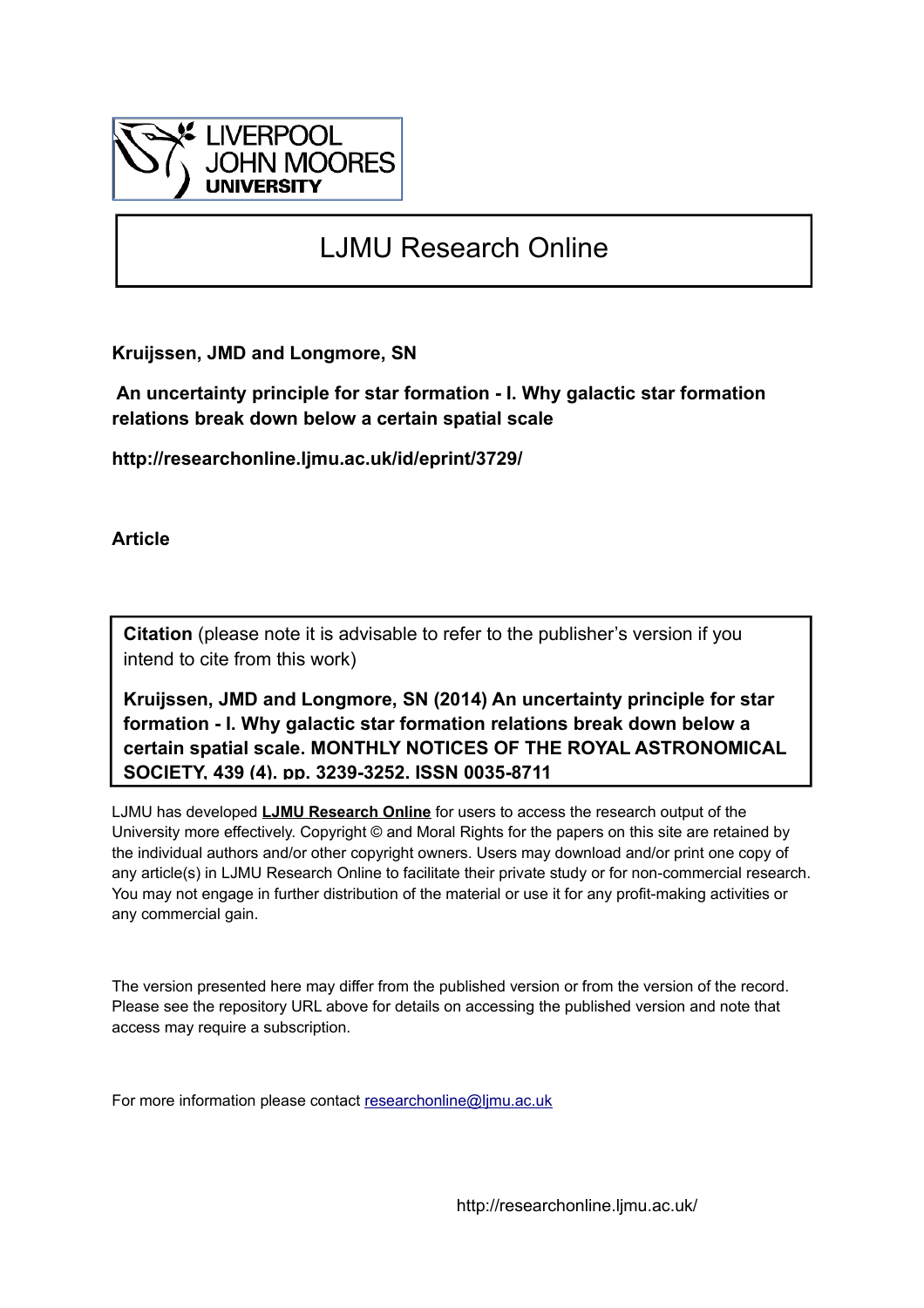LIVERPOOL JOHN MOORES UNIVERSITY

# LJMU Research Online

**Kruijssen, JMD and Longmore, SN**

**An uncertainty principle for star formation - I. Why galactic star formation relations break down below a certain spatial scale**

**http://researchonline.ljmu.ac.uk/id/eprint/3729/**

**Article**

**Citation** (please note it is advisable to refer to the publisher's version if you intend to cite from this work)

**Kruijssen, JMD and Longmore, SN (2014) An uncertainty principle for star formation - I. Why galactic star formation relations break down below a certain spatial scale. MONTHLY NOTICES OF THE ROYAL ASTRONOMICAL SOCIETY, 439 (4). pp. 3239-3252. ISSN 0035-8711**

LJMU has developed **LJMU Research Online** for users to access the research output of the University more effectively. Copyright © and Moral Rights for the papers on this site are retained by the individual authors and/or other copyright owners. Users may download and/or print one copy of any article(s) in LJMU Research Online to facilitate their private study or for non-commercial research. You may not engage in further distribution of the material or use it for any profit-making activities or any commercial gain.

The version presented here may differ from the published version or from the version of the record. Please see the repository URL above for details on accessing the published version and note that access may require a subscription.

For more information please contact researchonline@ljmu.ac.uk

http://researchonline.ljmu.ac.uk/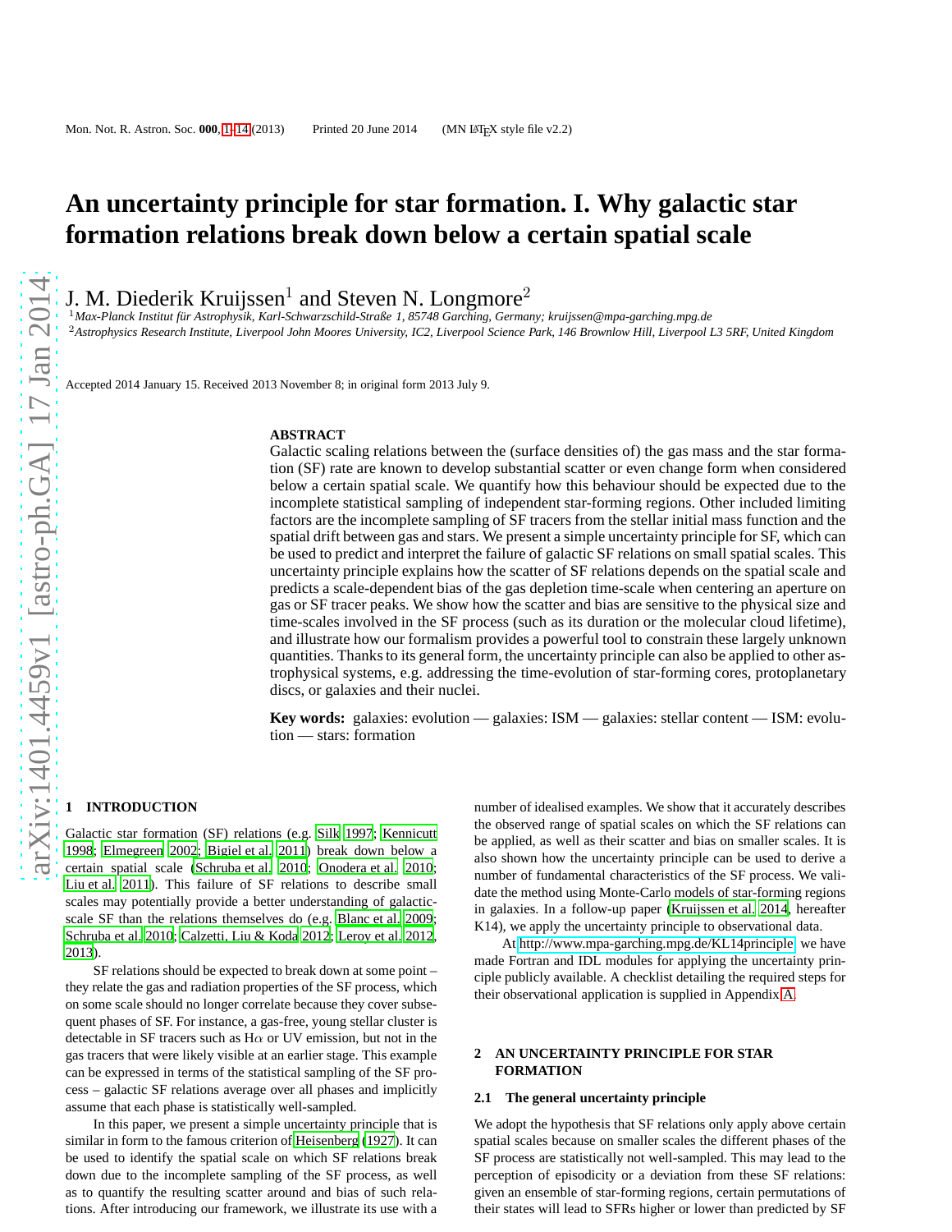# An uncertainty principle for star formation. I. Why galactic star formation relations break down below a certain spatial scale

J. M. Diederik Kruijssen[1] and Steven N. Longmore[2]

[1]Max-Planck Institut für Astrophysik, Karl-Schwarzschild-Straße 1, 85748 Garching, Germany; kruijssen@mpa-garching.mpg.de
[2]Astrophysics Research Institute, Liverpool John Moores University, IC2, Liverpool Science Park, 146 Brownlow Hill, Liverpool L3 5RF, United Kingdom

Accepted 2014 January 15. Received 2013 November 8; in original form 2013 July 9.

## ABSTRACT

Galactic scaling relations between the (surface densities of) the gas mass and the star formation (SF) rate are known to develop substantial scatter or even change form when considered below a certain spatial scale. We quantify how this behaviour should be expected due to the incomplete statistical sampling of independent star-forming regions. Other included limiting factors are the incomplete sampling of SF tracers from the stellar initial mass function and the spatial drift between gas and stars. We present a simple uncertainty principle for SF, which can be used to predict and interpret the failure of galactic SF relations on small spatial scales. This uncertainty principle explains how the scatter of SF relations depends on the spatial scale and predicts a scale-dependent bias of the gas depletion time-scale when centering an aperture on gas or SF tracer peaks. We show how the scatter and bias are sensitive to the physical size and time-scales involved in the SF process (such as its duration or the molecular cloud lifetime), and illustrate how our formalism provides a powerful tool to constrain these largely unknown quantities. Thanks to its general form, the uncertainty principle can also be applied to other astrophysical systems, e.g. addressing the time-evolution of star-forming cores, protoplanetary discs, or galaxies and their nuclei.

**Key words:** galaxies: evolution — galaxies: ISM — galaxies: stellar content — ISM: evolution — stars: formation

## 1 INTRODUCTION

Galactic star formation (SF) relations (e.g. Silk 1997; Kennicutt 1998; Elmegreen 2002; Bigiel et al. 2011) break down below a certain spatial scale (Schruba et al. 2010; Onodera et al. 2010; Liu et al. 2011). This failure of SF relations to describe small scales may potentially provide a better understanding of galactic-scale SF than the relations themselves do (e.g. Blanc et al. 2009; Schruba et al. 2010; Calzetti, Liu & Koda 2012; Leroy et al. 2012, 2013).

SF relations should be expected to break down at some point – they relate the gas and radiation properties of the SF process, which on some scale should no longer correlate because they cover subsequent phases of SF. For instance, a gas-free, young stellar cluster is detectable in SF tracers such as H$\alpha$ or UV emission, but not in the gas tracers that were likely visible at an earlier stage. This example can be expressed in terms of the statistical sampling of the SF process – galactic SF relations average over all phases and implicitly assume that each phase is statistically well-sampled.

In this paper, we present a simple uncertainty principle that is similar in form to the famous criterion of Heisenberg (1927). It can be used to identify the spatial scale on which SF relations break down due to the incomplete sampling of the SF process, as well as to quantify the resulting scatter around and bias of such relations. After introducing our framework, we illustrate its use with a number of idealised examples. We show that it accurately describes the observed range of spatial scales on which the SF relations can be applied, as well as their scatter and bias on smaller scales. It is also shown how the uncertainty principle can be used to derive a number of fundamental characteristics of the SF process. We validate the method using Monte-Carlo models of star-forming regions in galaxies. In a follow-up paper (Kruijssen et al. 2014, hereafter K14), we apply the uncertainty principle to observational data.

At http://www.mpa-garching.mpg.de/KL14principle we have made Fortran and IDL modules for applying the uncertainty principle publicly available. A checklist detailing the required steps for their observational application is supplied in Appendix A.

## 2 AN UNCERTAINTY PRINCIPLE FOR STAR FORMATION

### 2.1 The general uncertainty principle

We adopt the hypothesis that SF relations only apply above certain spatial scales because on smaller scales the different phases of the SF process are statistically not well-sampled. This may lead to the perception of episodicity or a deviation from these SF relations: given an ensemble of star-forming regions, certain permutations of their states will lead to SFRs higher or lower than predicted by SF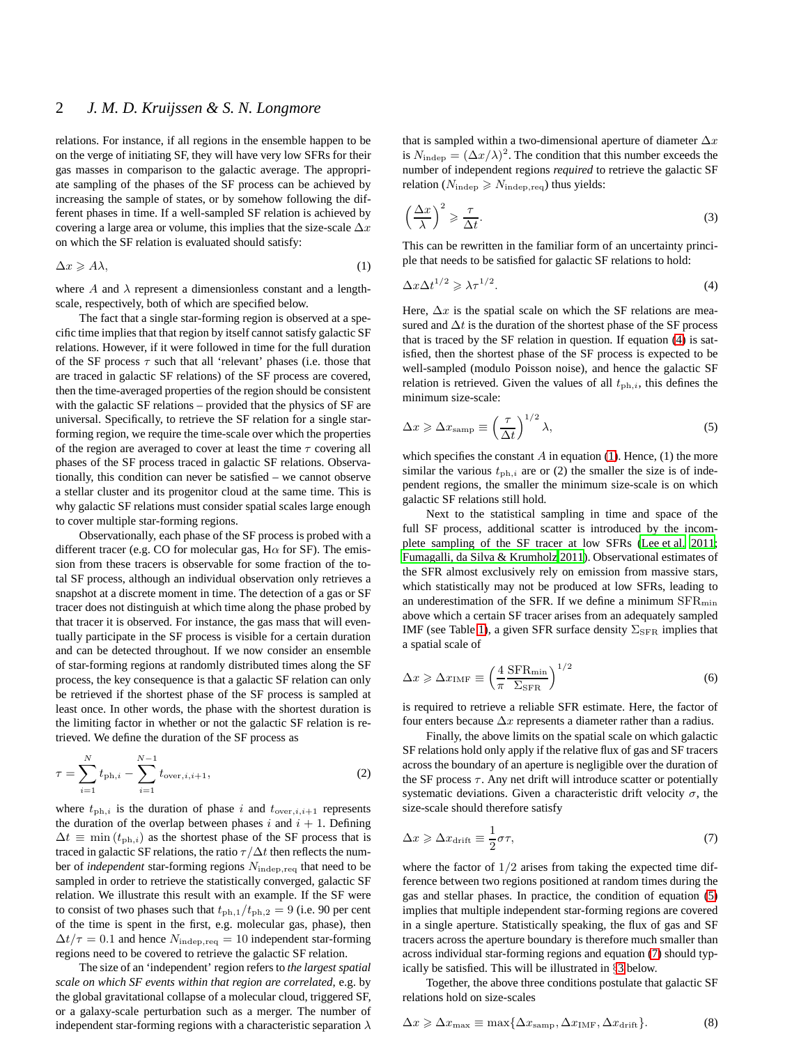relations. For instance, if all regions in the ensemble happen to be on the verge of initiating SF, they will have very low SFRs for their gas masses in comparison to the galactic average. The appropriate sampling of the phases of the SF process can be achieved by increasing the sample of states, or by somehow following the different phases in time. If a well-sampled SF relation is achieved by covering a large area or volume, this implies that the size-scale $\Delta x$ on which the SF relation is evaluated should satisfy:

$$\Delta x \geqslant A\lambda, \tag{1}$$

where $A$ and $\lambda$ represent a dimensionless constant and a length-scale, respectively, both of which are specified below.

The fact that a single star-forming region is observed at a specific time implies that that region by itself cannot satisfy galactic SF relations. However, if it were followed in time for the full duration of the SF process $\tau$ such that all 'relevant' phases (i.e. those that are traced in galactic SF relations) of the SF process are covered, then the time-averaged properties of the region should be consistent with the galactic SF relations – provided that the physics of SF are universal. Specifically, to retrieve the SF relation for a single star-forming region, we require the time-scale over which the properties of the region are averaged to cover at least the time $\tau$ covering all phases of the SF process traced in galactic SF relations. Observationally, this condition can never be satisfied – we cannot observe a stellar cluster and its progenitor cloud at the same time. This is why galactic SF relations must consider spatial scales large enough to cover multiple star-forming regions.

Observationally, each phase of the SF process is probed with a different tracer (e.g. CO for molecular gas, H$\alpha$ for SF). The emission from these tracers is observable for some fraction of the total SF process, although an individual observation only retrieves a snapshot at a discrete moment in time. The detection of a gas or SF tracer does not distinguish at which time along the phase probed by that tracer it is observed. For instance, the gas mass that will eventually participate in the SF process is visible for a certain duration and can be detected throughout. If we now consider an ensemble of star-forming regions at randomly distributed times along the SF process, the key consequence is that a galactic SF relation can only be retrieved if the shortest phase of the SF process is sampled at least once. In other words, the phase with the shortest duration is the limiting factor in whether or not the galactic SF relation is retrieved. We define the duration of the SF process as

$$\tau = \sum_{i=1}^{N} t_{\mathrm{ph},i} - \sum_{i=1}^{N-1} t_{\mathrm{over},i,i+1}, \tag{2}$$

where $t_{\mathrm{ph},i}$ is the duration of phase $i$ and $t_{\mathrm{over},i,i+1}$ represents the duration of the overlap between phases $i$ and $i+1$. Defining $\Delta t \equiv \min(t_{\mathrm{ph},i})$ as the shortest phase of the SF process that is traced in galactic SF relations, the ratio $\tau/\Delta t$ then reflects the number of *independent* star-forming regions $N_{\mathrm{indep,req}}$ that need to be sampled in order to retrieve the statistically converged, galactic SF relation. We illustrate this result with an example. If the SF were to consist of two phases such that $t_{\mathrm{ph},1}/t_{\mathrm{ph},2} = 9$ (i.e. 90 per cent of the time is spent in the first, e.g. molecular gas, phase), then $\Delta t/\tau = 0.1$ and hence $N_{\mathrm{indep,req}} = 10$ independent star-forming regions need to be covered to retrieve the galactic SF relation.

The size of an 'independent' region refers to *the largest spatial scale on which SF events within that region are correlated*, e.g. by the global gravitational collapse of a molecular cloud, triggered SF, or a galaxy-scale perturbation such as a merger. The number of independent star-forming regions with a characteristic separation $\lambda$ that is sampled within a two-dimensional aperture of diameter $\Delta x$ is $N_{\mathrm{indep}} = (\Delta x/\lambda)^2$. The condition that this number exceeds the number of independent regions *required* to retrieve the galactic SF relation ($N_{\mathrm{indep}} \geqslant N_{\mathrm{indep,req}}$) thus yields:

$$\left(\frac{\Delta x}{\lambda}\right)^2 \geqslant \frac{\tau}{\Delta t}. \tag{3}$$

This can be rewritten in the familiar form of an uncertainty principle that needs to be satisfied for galactic SF relations to hold:

$$\Delta x \Delta t^{1/2} \geqslant \lambda \tau^{1/2}. \tag{4}$$

Here, $\Delta x$ is the spatial scale on which the SF relations are measured and $\Delta t$ is the duration of the shortest phase of the SF process that is traced by the SF relation in question. If equation (4) is satisfied, then the shortest phase of the SF process is expected to be well-sampled (modulo Poisson noise), and hence the galactic SF relation is retrieved. Given the values of all $t_{\mathrm{ph},i}$, this defines the minimum size-scale:

$$\Delta x \geqslant \Delta x_{\mathrm{samp}} \equiv \left(\frac{\tau}{\Delta t}\right)^{1/2} \lambda, \tag{5}$$

which specifies the constant $A$ in equation (1). Hence, (1) the more similar the various $t_{\mathrm{ph},i}$ are or (2) the smaller the size is of independent regions, the smaller the minimum size-scale is on which galactic SF relations still hold.

Next to the statistical sampling in time and space of the full SF process, additional scatter is introduced by the incomplete sampling of the SF tracer at low SFRs (Lee et al. 2011; Fumagalli, da Silva & Krumholz 2011). Observational estimates of the SFR almost exclusively rely on emission from massive stars, which statistically may not be produced at low SFRs, leading to an underestimation of the SFR. If we define a minimum $\mathrm{SFR}_{\mathrm{min}}$ above which a certain SF tracer arises from an adequately sampled IMF (see Table 1), a given SFR surface density $\Sigma_{\mathrm{SFR}}$ implies that a spatial scale of

$$\Delta x \geqslant \Delta x_{\mathrm{IMF}} \equiv \left(\frac{4}{\pi}\frac{\mathrm{SFR}_{\mathrm{min}}}{\Sigma_{\mathrm{SFR}}}\right)^{1/2} \tag{6}$$

is required to retrieve a reliable SFR estimate. Here, the factor of four enters because $\Delta x$ represents a diameter rather than a radius.

Finally, the above limits on the spatial scale on which galactic SF relations hold only apply if the relative flux of gas and SF tracers across the boundary of an aperture is negligible over the duration of the SF process $\tau$. Any net drift will introduce scatter or potentially systematic deviations. Given a characteristic drift velocity $\sigma$, the size-scale should therefore satisfy

$$\Delta x \geqslant \Delta x_{\mathrm{drift}} \equiv \frac{1}{2}\sigma\tau, \tag{7}$$

where the factor of $1/2$ arises from taking the expected time difference between two regions positioned at random times during the gas and stellar phases. In practice, the condition of equation (5) implies that multiple independent star-forming regions are covered in a single aperture. Statistically speaking, the flux of gas and SF tracers across the aperture boundary is therefore much smaller than across individual star-forming regions and equation (7) should typically be satisfied. This will be illustrated in §3 below.

Together, the above three conditions postulate that galactic SF relations hold on size-scales

$$\Delta x \geqslant \Delta x_{\mathrm{max}} \equiv \max\{\Delta x_{\mathrm{samp}}, \Delta x_{\mathrm{IMF}}, \Delta x_{\mathrm{drift}}\}. \tag{8}$$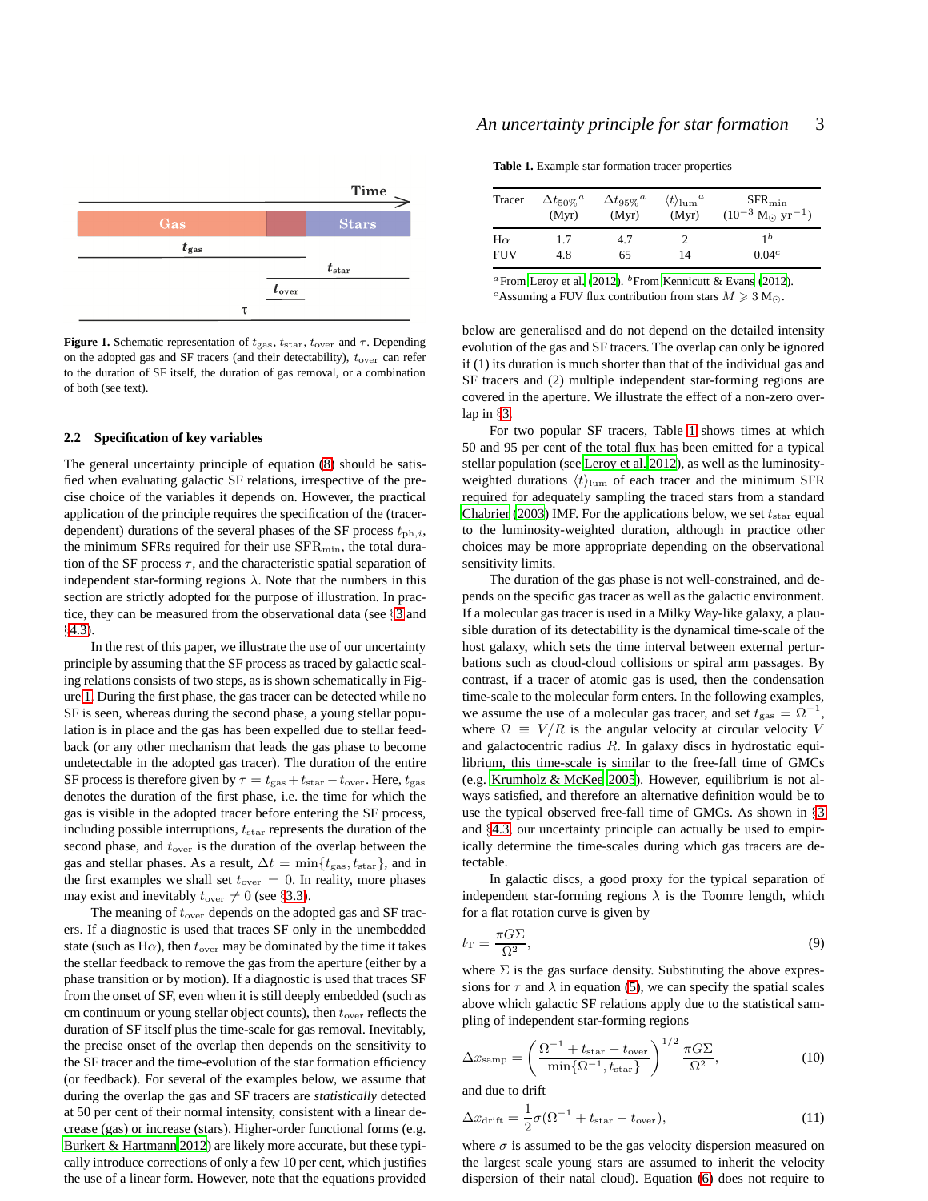Figure 1. Schematic representation of $t_{\rm gas}$, $t_{\rm star}$, $t_{\rm over}$ and $\tau$. Depending on the adopted gas and SF tracers (and their detectability), $t_{\rm over}$ can refer to the duration of SF itself, the duration of gas removal, or a combination of both (see text).

### 2.2 Specification of key variables

The general uncertainty principle of equation (8) should be satisfied when evaluating galactic SF relations, irrespective of the precise choice of the variables it depends on. However, the practical application of the principle requires the specification of the (tracer-dependent) durations of the several phases of the SF process $t_{{\rm ph},i}$, the minimum SFRs required for their use ${\rm SFR}_{\rm min}$, the total duration of the SF process $\tau$, and the characteristic spatial separation of independent star-forming regions $\lambda$. Note that the numbers in this section are strictly adopted for the purpose of illustration. In practice, they can be measured from the observational data (see §3 and §4.3).

In the rest of this paper, we illustrate the use of our uncertainty principle by assuming that the SF process as traced by galactic scaling relations consists of two steps, as is shown schematically in Figure 1. During the first phase, the gas tracer can be detected while no SF is seen, whereas during the second phase, a young stellar population is in place and the gas has been expelled due to stellar feedback (or any other mechanism that leads the gas phase to become undetectable in the adopted gas tracer). The duration of the entire SF process is therefore given by $\tau = t_{\rm gas}+t_{\rm star}-t_{\rm over}$. Here, $t_{\rm gas}$ denotes the duration of the first phase, i.e. the time for which the gas is visible in the adopted tracer before entering the SF process, including possible interruptions, $t_{\rm star}$ represents the duration of the second phase, and $t_{\rm over}$ is the duration of the overlap between the gas and stellar phases. As a result, $\Delta t = \min\{t_{\rm gas}, t_{\rm star}\}$, and in the first examples we shall set $t_{\rm over} = 0$. In reality, more phases may exist and inevitably $t_{\rm over} \neq 0$ (see §3.3).

The meaning of $t_{\rm over}$ depends on the adopted gas and SF tracers. If a diagnostic is used that traces SF only in the unembedded state (such as H$\alpha$), then $t_{\rm over}$ may be dominated by the time it takes the stellar feedback to remove the gas from the aperture (either by a phase transition or by motion). If a diagnostic is used that traces SF from the onset of SF, even when it is still deeply embedded (such as cm continuum or young stellar object counts), then $t_{\rm over}$ reflects the duration of SF itself plus the time-scale for gas removal. Inevitably, the precise onset of the overlap then depends on the sensitivity to the SF tracer and the time-evolution of the star formation efficiency (or feedback). For several of the examples below, we assume that during the overlap the gas and SF tracers are *statistically* detected at 50 per cent of their normal intensity, consistent with a linear decrease (gas) or increase (stars). Higher-order functional forms (e.g. Burkert & Hartmann 2012) are likely more accurate, but these typically introduce corrections of only a few 10 per cent, which justifies the use of a linear form. However, note that the equations provided below are generalised and do not depend on the detailed intensity evolution of the gas and SF tracers. The overlap can only be ignored if (1) its duration is much shorter than that of the individual gas and SF tracers and (2) multiple independent star-forming regions are covered in the aperture. We illustrate the effect of a non-zero overlap in §3.

**Table 1.** Example star formation tracer properties

| Tracer | $\Delta t_{50\%}$[a] (Myr) | $\Delta t_{95\%}$[a] (Myr) | $\langle t\rangle_{\rm lum}$[a] (Myr) | ${\rm SFR}_{\rm min}$ ($10^{-3}$ M$_\odot$ yr$^{-1}$) |
|---|---|---|---|---|
| H$\alpha$ | 1.7 | 4.7 | 2 | 1[b] |
| FUV | 4.8 | 65 | 14 | 0.04[c] |

[a] From Leroy et al. (2012). [b] From Kennicutt & Evans (2012). [c] Assuming a FUV flux contribution from stars $M \geqslant 3$ M$_\odot$.

For two popular SF tracers, Table 1 shows times at which 50 and 95 per cent of the total flux has been emitted for a typical stellar population (see Leroy et al. 2012), as well as the luminosity-weighted durations $\langle t\rangle_{\rm lum}$ of each tracer and the minimum SFR required for adequately sampling the traced stars from a standard Chabrier (2003) IMF. For the applications below, we set $t_{\rm star}$ equal to the luminosity-weighted duration, although in practice other choices may be more appropriate depending on the observational sensitivity limits.

The duration of the gas phase is not well-constrained, and depends on the specific gas tracer as well as the galactic environment. If a molecular gas tracer is used in a Milky Way-like galaxy, a plausible duration of its detectability is the dynamical time-scale of the host galaxy, which sets the time interval between external perturbations such as cloud-cloud collisions or spiral arm passages. By contrast, if a tracer of atomic gas is used, then the condensation time-scale to the molecular form enters. In the following examples, we assume the use of a molecular gas tracer, and set $t_{\rm gas} = \Omega^{-1}$, where $\Omega \equiv V/R$ is the angular velocity at circular velocity $V$ and galactocentric radius $R$. In galaxy discs in hydrostatic equilibrium, this time-scale is similar to the free-fall time of GMCs (e.g. Krumholz & McKee 2005). However, equilibrium is not always satisfied, and therefore an alternative definition would be to use the typical observed free-fall time of GMCs. As shown in §3 and §4.3, our uncertainty principle can actually be used to empirically determine the time-scales during which gas tracers are detectable.

In galactic discs, a good proxy for the typical separation of independent star-forming regions $\lambda$ is the Toomre length, which for a flat rotation curve is given by

$$l_{\rm T} = \frac{\pi G\Sigma}{\Omega^2}, \tag{9}$$

where $\Sigma$ is the gas surface density. Substituting the above expressions for $\tau$ and $\lambda$ in equation (5), we can specify the spatial scales above which galactic SF relations apply due to the statistical sampling of independent star-forming regions

$$\Delta x_{\rm samp} = \left(\frac{\Omega^{-1}+t_{\rm star}-t_{\rm over}}{\min\{\Omega^{-1}, t_{\rm star}\}}\right)^{1/2}\frac{\pi G\Sigma}{\Omega^2}, \tag{10}$$

and due to drift

$$\Delta x_{\rm drift} = \frac{1}{2}\sigma(\Omega^{-1}+t_{\rm star}-t_{\rm over}), \tag{11}$$

where $\sigma$ is assumed to be the gas velocity dispersion measured on the largest scale young stars are assumed to inherit the velocity dispersion of their natal cloud). Equation (6) does not require to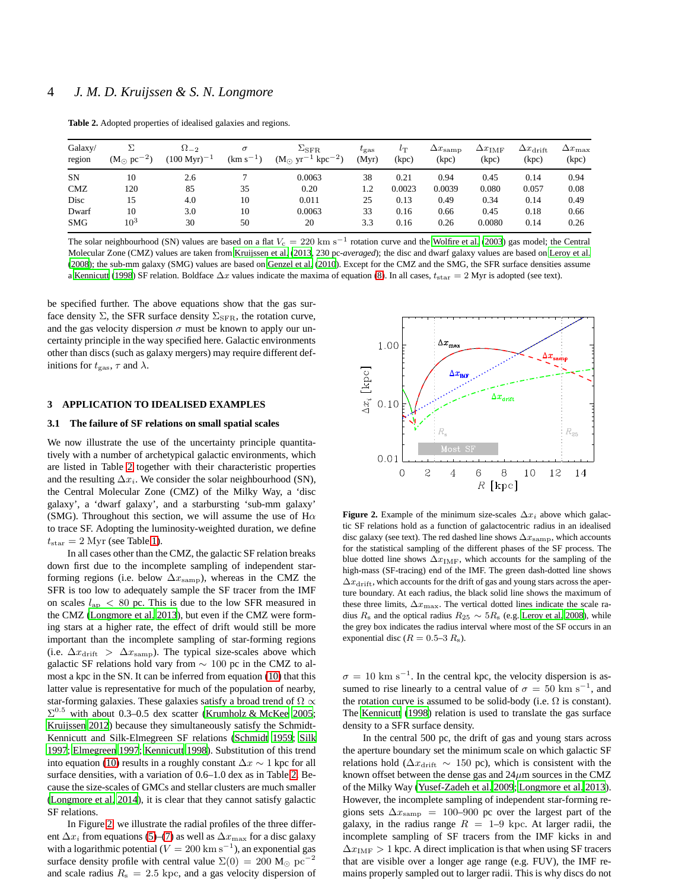**Table 2.** Adopted properties of idealised galaxies and regions.

| Galaxy/ region | $\Sigma$ ($\mathrm{M_\odot\ pc^{-2}}$) | $\Omega_{-2}$ ($(100\ \mathrm{Myr})^{-1}$) | $\sigma$ ($\mathrm{km\ s^{-1}}$) | $\Sigma_{\rm SFR}$ ($\mathrm{M_\odot\ yr^{-1}\ kpc^{-2}}$) | $t_{\rm gas}$ (Myr) | $l_{\rm T}$ (kpc) | $\Delta x_{\rm samp}$ (kpc) | $\Delta x_{\rm IMF}$ (kpc) | $\Delta x_{\rm drift}$ (kpc) | $\Delta x_{\rm max}$ (kpc) |
|---|---|---|---|---|---|---|---|---|---|---|
| SN | 10 | 2.6 | 7 | 0.0063 | 38 | 0.21 | **0.94** | 0.45 | 0.14 | 0.94 |
| CMZ | 120 | 85 | 35 | 0.20 | 1.2 | 0.0023 | 0.0039 | **0.080** | 0.057 | 0.08 |
| Disc | 15 | 4.0 | 10 | 0.011 | 25 | 0.13 | **0.49** | 0.34 | 0.14 | 0.49 |
| Dwarf | 10 | 3.0 | 10 | 0.0063 | 33 | 0.16 | **0.66** | 0.45 | 0.18 | 0.66 |
| SMG | $10^3$ | 30 | 50 | 20 | 3.3 | 0.16 | **0.26** | 0.0080 | 0.14 | 0.26 |

The solar neighbourhood (SN) values are based on a flat $V_{\rm c} = 220\ \mathrm{km\ s^{-1}}$ rotation curve and the Wolfire et al. (2003) gas model; the Central Molecular Zone (CMZ) values are taken from Kruijssen et al. (2013, 230 pc-*averaged*); the disc and dwarf galaxy values are based on Leroy et al. (2008); the sub-mm galaxy (SMG) values are based on Genzel et al. (2010). Except for the CMZ and the SMG, the SFR surface densities assume a Kennicutt (1998) SF relation. Boldface $\Delta x$ values indicate the maxima of equation (8). In all cases, $t_{\rm star} = 2$ Myr is adopted (see text).

be specified further. The above equations show that the gas surface density $\Sigma$, the SFR surface density $\Sigma_{\rm SFR}$, the rotation curve, and the gas velocity dispersion $\sigma$ must be known to apply our uncertainty principle in the way specified here. Galactic environments other than discs (such as galaxy mergers) may require different definitions for $t_{\rm gas}$, $\tau$ and $\lambda$.

## 3 APPLICATION TO IDEALISED EXAMPLES

### 3.1 The failure of SF relations on small spatial scales

We now illustrate the use of the uncertainty principle quantitatively with a number of archetypical galactic environments, which are listed in Table 2 together with their characteristic properties and the resulting $\Delta x_i$. We consider the solar neighbourhood (SN), the Central Molecular Zone (CMZ) of the Milky Way, a 'disc galaxy', a 'dwarf galaxy', and a starbursting 'sub-mm galaxy' (SMG). Throughout this section, we will assume the use of H$\alpha$ to trace SF. Adopting the luminosity-weighted duration, we define $t_{\rm star} = 2$ Myr (see Table 1).

In all cases other than the CMZ, the galactic SF relation breaks down first due to the incomplete sampling of independent star-forming regions (i.e. below $\Delta x_{\rm samp}$), whereas in the CMZ the SFR is too low to adequately sample the SF tracer from the IMF on scales $l_{\rm ap} < 80$ pc. This is due to the low SFR measured in the CMZ (Longmore et al. 2013), but even if the CMZ were forming stars at a higher rate, the effect of drift would still be more important than the incomplete sampling of star-forming regions (i.e. $\Delta x_{\rm drift} > \Delta x_{\rm samp}$). The typical size-scales above which galactic SF relations hold vary from $\sim 100$ pc in the CMZ to almost a kpc in the SN. It can be inferred from equation (10) that this latter value is representative for much of the population of nearby, star-forming galaxies. These galaxies satisfy a broad trend of $\Omega \propto \Sigma^{0.5}$ with about 0.3–0.5 dex scatter (Krumholz & McKee 2005; Kruijssen 2012) because they simultaneously satisfy the Schmidt-Kennicutt and Silk-Elmegreen SF relations (Schmidt 1959; Silk 1997; Elmegreen 1997; Kennicutt 1998). Substitution of this trend into equation (10) results in a roughly constant $\Delta x \sim 1$ kpc for all surface densities, with a variation of 0.6–1.0 dex as in Table 2. Because the size-scales of GMCs and stellar clusters are much smaller (Longmore et al. 2014), it is clear that they cannot satisfy galactic SF relations.

In Figure 2, we illustrate the radial profiles of the three different $\Delta x_i$ from equations (5)–(7) as well as $\Delta x_{\rm max}$ for a disc galaxy with a logarithmic potential ($V = 200\ \mathrm{km\ s^{-1}}$), an exponential gas surface density profile with central value $\Sigma(0) = 200\ \mathrm{M_\odot\ pc^{-2}}$ and scale radius $R_{\rm s} = 2.5$ kpc, and a gas velocity dispersion of $\sigma = 10\ \mathrm{km\ s^{-1}}$. In the central kpc, the velocity dispersion is assumed to rise linearly to a central value of $\sigma = 50\ \mathrm{km\ s^{-1}}$, and the rotation curve is assumed to be solid-body (i.e. $\Omega$ is constant). The Kennicutt (1998) relation is used to translate the gas surface density to a SFR surface density.

**Figure 2.** Example of the minimum size-scales $\Delta x_i$ above which galactic SF relations hold as a function of galactocentric radius in an idealised disc galaxy (see text). The red dashed line shows $\Delta x_{\rm samp}$, which accounts for the statistical sampling of the different phases of the SF process. The blue dotted line shows $\Delta x_{\rm IMF}$, which accounts for the sampling of the high-mass (SF-tracing) end of the IMF. The green dash-dotted line shows $\Delta x_{\rm drift}$, which accounts for the drift of gas and young stars across the aperture boundary. At each radius, the black solid line shows the maximum of these three limits, $\Delta x_{\rm max}$. The vertical dotted lines indicate the scale radius $R_{\rm s}$ and the optical radius $R_{25} \sim 5R_{\rm s}$ (e.g. Leroy et al. 2008), while the grey box indicates the radius interval where most of the SF occurs in an exponential disc ($R = 0.5$–$3\ R_{\rm s}$).

In the central 500 pc, the drift of gas and young stars across the aperture boundary set the minimum scale on which galactic SF relations hold ($\Delta x_{\rm drift} \sim 150$ pc), which is consistent with the known offset between the dense gas and 24$\mu$m sources in the CMZ of the Milky Way (Yusef-Zadeh et al. 2009; Longmore et al. 2013). However, the incomplete sampling of independent star-forming regions sets $\Delta x_{\rm samp} = 100$–$900$ pc over the largest part of the galaxy, in the radius range $R = 1$–$9$ kpc. At larger radii, the incomplete sampling of SF tracers from the IMF kicks in and $\Delta x_{\rm IMF} > 1$ kpc. A direct implication is that when using SF tracers that are visible over a longer age range (e.g. FUV), the IMF remains properly sampled out to larger radii. This is why discs do not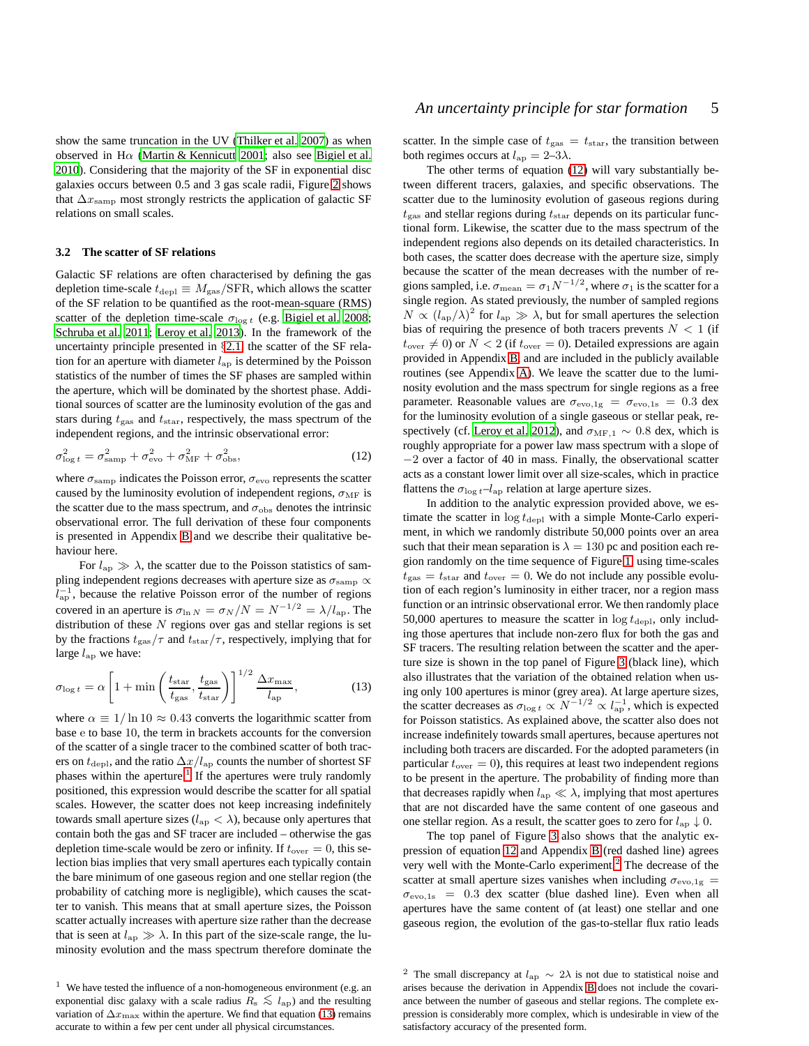show the same truncation in the UV (Thilker et al. 2007) as when observed in Hα (Martin & Kennicutt 2001; also see Bigiel et al. 2010). Considering that the majority of the SF in exponential disc galaxies occurs between 0.5 and 3 gas scale radii, Figure 2 shows that $\Delta x_{\rm samp}$ most strongly restricts the application of galactic SF relations on small scales.

### 3.2 The scatter of SF relations

Galactic SF relations are often characterised by defining the gas depletion time-scale $t_{\rm depl} \equiv M_{\rm gas}/{\rm SFR}$, which allows the scatter of the SF relation to be quantified as the root-mean-square (RMS) scatter of the depletion time-scale $\sigma_{\log t}$ (e.g. Bigiel et al. 2008; Schruba et al. 2011; Leroy et al. 2013). In the framework of the uncertainty principle presented in §2.1 the scatter of the SF relation for an aperture with diameter $l_{\rm ap}$ is determined by the Poisson statistics of the number of times the SF phases are sampled within the aperture, which will be dominated by the shortest phase. Additional sources of scatter are the luminosity evolution of the gas and stars during $t_{\rm gas}$ and $t_{\rm star}$, respectively, the mass spectrum of the independent regions, and the intrinsic observational error:

$$\sigma_{\log t}^2 = \sigma_{\rm samp}^2 + \sigma_{\rm evo}^2 + \sigma_{\rm MF}^2 + \sigma_{\rm obs}^2, \tag{12}$$

where $\sigma_{\rm samp}$ indicates the Poisson error, $\sigma_{\rm evo}$ represents the scatter caused by the luminosity evolution of independent regions, $\sigma_{\rm MF}$ is the scatter due to the mass spectrum, and $\sigma_{\rm obs}$ denotes the intrinsic observational error. The full derivation of these four components is presented in Appendix B and we describe their qualitative behaviour here.

For $l_{\rm ap} \gg \lambda$, the scatter due to the Poisson statistics of sampling independent regions decreases with aperture size as $\sigma_{\rm samp} \propto l_{\rm ap}^{-1}$, because the relative Poisson error of the number of regions covered in an aperture is $\sigma_{\ln N} = \sigma_N/N = N^{-1/2} = \lambda/l_{\rm ap}$. The distribution of these $N$ regions over gas and stellar regions is set by the fractions $t_{\rm gas}/\tau$ and $t_{\rm star}/\tau$, respectively, implying that for large $l_{\rm ap}$ we have:

$$\sigma_{\log t} = \alpha \left[1 + \min\left(\frac{t_{\rm star}}{t_{\rm gas}}, \frac{t_{\rm gas}}{t_{\rm star}}\right)\right]^{1/2} \frac{\Delta x_{\rm max}}{l_{\rm ap}}, \tag{13}$$

where $\alpha \equiv 1/\ln 10 \approx 0.43$ converts the logarithmic scatter from base e to base 10, the term in brackets accounts for the conversion of the scatter of a single tracer to the combined scatter of both tracers on $t_{\rm depl}$, and the ratio $\Delta x/l_{\rm ap}$ counts the number of shortest SF phases within the aperture.[1] If the apertures were truly randomly positioned, this expression would describe the scatter for all spatial scales. However, the scatter does not keep increasing indefinitely towards small aperture sizes ($l_{\rm ap} < \lambda$), because only apertures that contain both the gas and SF tracer are included – otherwise the gas depletion time-scale would be zero or infinity. If $t_{\rm over} = 0$, this selection bias implies that very small apertures each typically contain the bare minimum of one gaseous region and one stellar region (the probability of catching more is negligible), which causes the scatter to vanish. This means that at small aperture sizes, the Poisson scatter actually increases with aperture size rather than the decrease that is seen at $l_{\rm ap} \gg \lambda$. In this part of the size-scale range, the luminosity evolution and the mass spectrum therefore dominate the scatter. In the simple case of $t_{\rm gas} = t_{\rm star}$, the transition between both regimes occurs at $l_{\rm ap} = 2$–$3\lambda$.

The other terms of equation (12) will vary substantially between different tracers, galaxies, and specific observations. The scatter due to the luminosity evolution of gaseous regions during $t_{\rm gas}$ and stellar regions during $t_{\rm star}$ depends on its particular functional form. Likewise, the scatter due to the mass spectrum of the independent regions also depends on its detailed characteristics. In both cases, the scatter does decrease with the aperture size, simply because the scatter of the mean decreases with the number of regions sampled, i.e. $\sigma_{\rm mean} = \sigma_1 N^{-1/2}$, where $\sigma_1$ is the scatter for a single region. As stated previously, the number of sampled regions $N \propto (l_{\rm ap}/\lambda)^2$ for $l_{\rm ap} \gg \lambda$, but for small apertures the selection bias of requiring the presence of both tracers prevents $N < 1$ (if $t_{\rm over} \neq 0$) or $N < 2$ (if $t_{\rm over} = 0$). Detailed expressions are again provided in Appendix B and are included in the publicly available routines (see Appendix A). We leave the scatter due to the luminosity evolution and the mass spectrum for single regions as a free parameter. Reasonable values are $\sigma_{\rm evo,1g} = \sigma_{\rm evo,1s} = 0.3$ dex for the luminosity evolution of a single gaseous or stellar peak, respectively (cf. Leroy et al. 2012), and $\sigma_{\rm MF,1} \sim 0.8$ dex, which is roughly appropriate for a power law mass spectrum with a slope of $-2$ over a factor of 40 in mass. Finally, the observational scatter acts as a constant lower limit over all size-scales, which in practice flattens the $\sigma_{\log t}$–$l_{\rm ap}$ relation at large aperture sizes.

In addition to the analytic expression provided above, we estimate the scatter in $\log t_{\rm depl}$ with a simple Monte-Carlo experiment, in which we randomly distribute 50,000 points over an area such that their mean separation is $\lambda = 130$ pc and position each region randomly on the time sequence of Figure 1, using time-scales $t_{\rm gas} = t_{\rm star}$ and $t_{\rm over} = 0$. We do not include any possible evolution of each region's luminosity in either tracer, nor a region mass function or an intrinsic observational error. We then randomly place 50,000 apertures to measure the scatter in $\log t_{\rm depl}$, only including those apertures that include non-zero flux for both the gas and SF tracers. The resulting relation between the scatter and the aperture size is shown in the top panel of Figure 3 (black line), which also illustrates that the variation of the obtained relation when using only 100 apertures is minor (grey area). At large aperture sizes, the scatter decreases as $\sigma_{\log t} \propto N^{-1/2} \propto l_{\rm ap}^{-1}$, which is expected for Poisson statistics. As explained above, the scatter also does not increase indefinitely towards small apertures, because apertures not including both tracers are discarded. For the adopted parameters (in particular $t_{\rm over} = 0$), this requires at least two independent regions to be present in the aperture. The probability of finding more than that decreases rapidly when $l_{\rm ap} \ll \lambda$, implying that most apertures that are not discarded have the same content of one gaseous and one stellar region. As a result, the scatter goes to zero for $l_{\rm ap} \downarrow 0$.

The top panel of Figure 3 also shows that the analytic expression of equation 12 and Appendix B (red dashed line) agrees very well with the Monte-Carlo experiment.[2] The decrease of the scatter at small aperture sizes vanishes when including $\sigma_{\rm evo,1g} = \sigma_{\rm evo,1s} = 0.3$ dex scatter (blue dashed line). Even when all apertures have the same content of (at least) one stellar and one gaseous region, the evolution of the gas-to-stellar flux ratio leads

---

[1] We have tested the influence of a non-homogeneous environment (e.g. an exponential disc galaxy with a scale radius $R_{\rm s} \lesssim l_{\rm ap}$) and the resulting variation of $\Delta x_{\rm max}$ within the aperture. We find that equation (13) remains accurate to within a few per cent under all physical circumstances.

[2] The small discrepancy at $l_{\rm ap} \sim 2\lambda$ is not due to statistical noise and arises because the derivation in Appendix B does not include the covariance between the number of gaseous and stellar regions. The complete expression is considerably more complex, which is undesirable in view of the satisfactory accuracy of the presented form.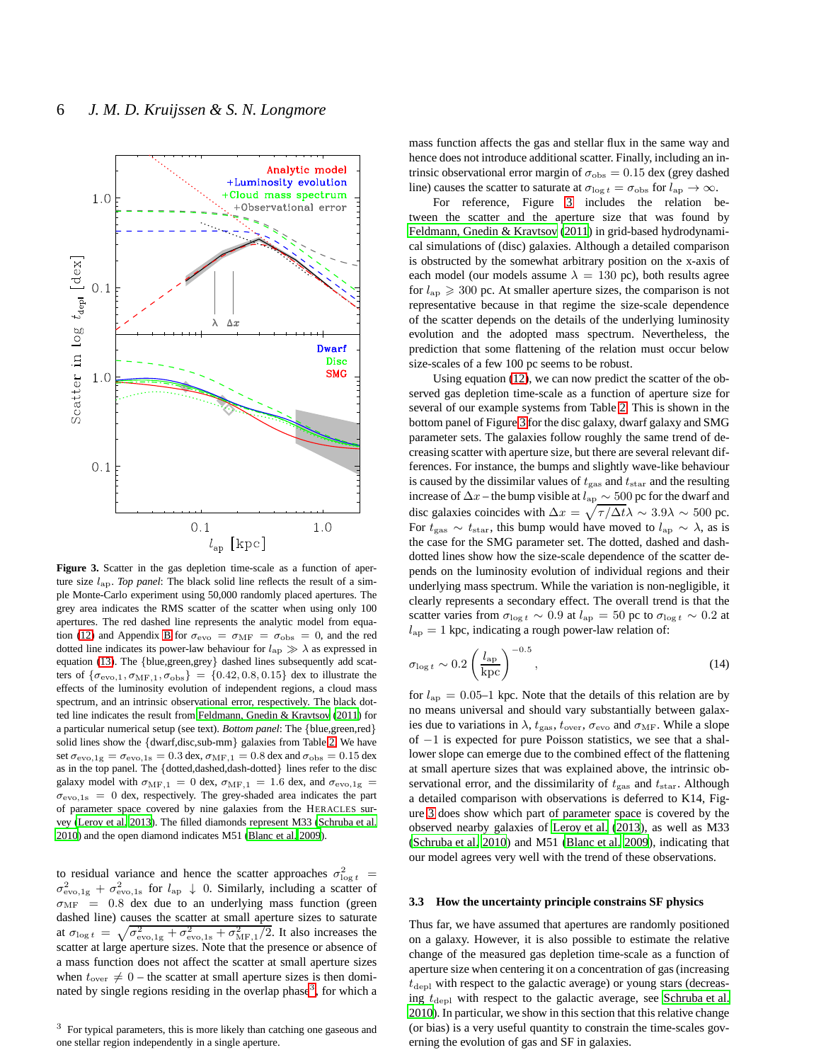**Figure 3.** Scatter in the gas depletion time-scale as a function of aperture size $l_{\rm ap}$. *Top panel*: The black solid line reflects the result of a simple Monte-Carlo experiment using 50,000 randomly placed apertures. The grey area indicates the RMS scatter of the scatter when using only 100 apertures. The red dashed line represents the analytic model from equation (12) and Appendix B for $\sigma_{\rm evo} = \sigma_{\rm MF} = \sigma_{\rm obs} = 0$, and the red dotted line indicates its power-law behaviour for $l_{\rm ap} \gg \lambda$ as expressed in equation (13). The {blue,green,grey} dashed lines subsequently add scatters of $\{\sigma_{\rm evo,1}, \sigma_{\rm MF,1}, \sigma_{\rm obs}\} = \{0.42, 0.8, 0.15\}$ dex to illustrate the effects of the luminosity evolution of independent regions, a cloud mass spectrum, and an intrinsic observational error, respectively. The black dotted line indicates the result from Feldmann, Gnedin & Kravtsov (2011) for a particular numerical setup (see text). *Bottom panel*: The {blue,green,red} solid lines show the {dwarf,disc,sub-mm} galaxies from Table 2. We have set $\sigma_{\rm evo,1g} = \sigma_{\rm evo,1s} = 0.3$ dex, $\sigma_{\rm MF,1} = 0.8$ dex and $\sigma_{\rm obs} = 0.15$ dex as in the top panel. The {dotted,dashed,dash-dotted} lines refer to the disc galaxy model with $\sigma_{\rm MF,1} = 0$ dex, $\sigma_{\rm MF,1} = 1.6$ dex, and $\sigma_{\rm evo,1g} = \sigma_{\rm evo,1s} = 0$ dex, respectively. The grey-shaded area indicates the part of parameter space covered by nine galaxies from the HERACLES survey (Leroy et al. 2013). The filled diamonds represent M33 (Schruba et al. 2010) and the open diamond indicates M51 (Blanc et al. 2009).

to residual variance and hence the scatter approaches $\sigma^2_{\log t} = \sigma^2_{\rm evo,1g} + \sigma^2_{\rm evo,1s}$ for $l_{\rm ap} \downarrow 0$. Similarly, including a scatter of $\sigma_{\rm MF} = 0.8$ dex due to an underlying mass function (green dashed line) causes the scatter at small aperture sizes to saturate at $\sigma_{\log t} = \sqrt{\sigma^2_{\rm evo,1g} + \sigma^2_{\rm evo,1s} + \sigma^2_{\rm MF,1}/2}$. It also increases the scatter at large aperture sizes. Note that the presence or absence of a mass function does not affect the scatter at small aperture sizes when $t_{\rm over} \neq 0$ – the scatter at small aperture sizes is then dominated by single regions residing in the overlap phase[3], for which a mass function affects the gas and stellar flux in the same way and hence does not introduce additional scatter. Finally, including an intrinsic observational error margin of $\sigma_{\rm obs} = 0.15$ dex (grey dashed line) causes the scatter to saturate at $\sigma_{\log t} = \sigma_{\rm obs}$ for $l_{\rm ap} \to \infty$.

[3] For typical parameters, this is more likely than catching one gaseous and one stellar region independently in a single aperture.

For reference, Figure 3 includes the relation between the scatter and the aperture size that was found by Feldmann, Gnedin & Kravtsov (2011) in grid-based hydrodynamical simulations of (disc) galaxies. Although a detailed comparison is obstructed by the somewhat arbitrary position on the x-axis of each model (our models assume $\lambda = 130$ pc), both results agree for $l_{\rm ap} \geqslant 300$ pc. At smaller aperture sizes, the comparison is not representative because in that regime the size-scale dependence of the scatter depends on the details of the underlying luminosity evolution and the adopted mass spectrum. Nevertheless, the prediction that some flattening of the relation must occur below size-scales of a few 100 pc seems to be robust.

Using equation (12), we can now predict the scatter of the observed gas depletion time-scale as a function of aperture size for several of our example systems from Table 2. This is shown in the bottom panel of Figure 3 for the disc galaxy, dwarf galaxy and SMG parameter sets. The galaxies follow roughly the same trend of decreasing scatter with aperture size, but there are several relevant differences. For instance, the bumps and slightly wave-like behaviour is caused by the dissimilar values of $t_{\rm gas}$ and $t_{\rm star}$ and the resulting increase of $\Delta x$ – the bump visible at $l_{\rm ap} \sim 500$ pc for the dwarf and disc galaxies coincides with $\Delta x = \sqrt{\tau/\Delta t}\lambda \sim 3.9\lambda \sim 500$ pc. For $t_{\rm gas} \sim t_{\rm star}$, this bump would have moved to $l_{\rm ap} \sim \lambda$, as is the case for the SMG parameter set. The dotted, dashed and dash-dotted lines show how the size-scale dependence of the scatter depends on the luminosity evolution of individual regions and their underlying mass spectrum. While the variation is non-negligible, it clearly represents a secondary effect. The overall trend is that the scatter varies from $\sigma_{\log t} \sim 0.9$ at $l_{\rm ap} = 50$ pc to $\sigma_{\log t} \sim 0.2$ at $l_{\rm ap} = 1$ kpc, indicating a rough power-law relation of:

$$\sigma_{\log t} \sim 0.2 \left(\frac{l_{\rm ap}}{\rm kpc}\right)^{-0.5}, \tag{14}$$

for $l_{\rm ap} = 0.05$–$1$ kpc. Note that the details of this relation are by no means universal and should vary substantially between galaxies due to variations in $\lambda$, $t_{\rm gas}$, $t_{\rm over}$, $\sigma_{\rm evo}$ and $\sigma_{\rm MF}$. While a slope of $-1$ is expected for pure Poisson statistics, we see that a shallower slope can emerge due to the combined effect of the flattening at small aperture sizes that was explained above, the intrinsic observational error, and the dissimilarity of $t_{\rm gas}$ and $t_{\rm star}$. Although a detailed comparison with observations is deferred to K14, Figure 3 does show which part of parameter space is covered by the observed nearby galaxies of Leroy et al. (2013), as well as M33 (Schruba et al. 2010) and M51 (Blanc et al. 2009), indicating that our model agrees very well with the trend of these observations.

### 3.3 How the uncertainty principle constrains SF physics

Thus far, we have assumed that apertures are randomly positioned on a galaxy. However, it is also possible to estimate the relative change of the measured gas depletion time-scale as a function of aperture size when centering it on a concentration of gas (increasing $t_{\rm depl}$ with respect to the galactic average) or young stars (decreasing $t_{\rm depl}$ with respect to the galactic average, see Schruba et al. 2010). In particular, we show in this section that this relative change (or bias) is a very useful quantity to constrain the time-scales governing the evolution of gas and SF in galaxies.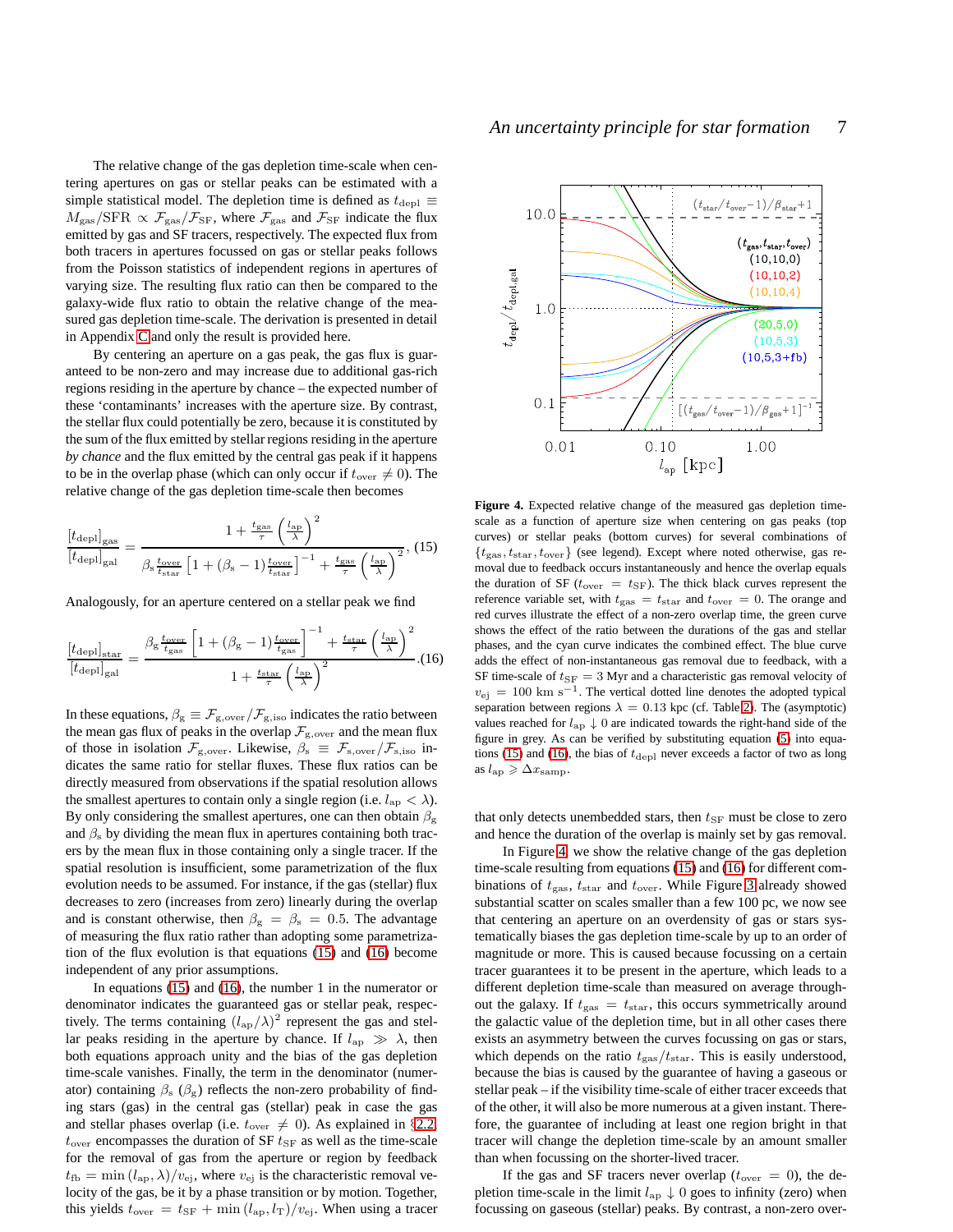The relative change of the gas depletion time-scale when centering apertures on gas or stellar peaks can be estimated with a simple statistical model. The depletion time is defined as $t_{\rm depl} \equiv M_{\rm gas}/{\rm SFR} \propto \mathcal{F}_{\rm gas}/\mathcal{F}_{\rm SF}$, where $\mathcal{F}_{\rm gas}$ and $\mathcal{F}_{\rm SF}$ indicate the flux emitted by gas and SF tracers, respectively. The expected flux from both tracers in apertures focussed on gas or stellar peaks follows from the Poisson statistics of independent regions in apertures of varying size. The resulting flux ratio can then be compared to the galaxy-wide flux ratio to obtain the relative change of the measured gas depletion time-scale. The derivation is presented in detail in Appendix C and only the result is provided here.

By centering an aperture on a gas peak, the gas flux is guaranteed to be non-zero and may increase due to additional gas-rich regions residing in the aperture by chance – the expected number of these 'contaminants' increases with the aperture size. By contrast, the stellar flux could potentially be zero, because it is constituted by the sum of the flux emitted by stellar regions residing in the aperture *by chance* and the flux emitted by the central gas peak if it happens to be in the overlap phase (which can only occur if $t_{\rm over} \neq 0$). The relative change of the gas depletion time-scale then becomes

$$\frac{[t_{\rm depl}]_{\rm gas}}{[t_{\rm depl}]_{\rm gal}} = \frac{1 + \frac{t_{\rm gas}}{\tau}\left(\frac{l_{\rm ap}}{\lambda}\right)^2}{\beta_{\rm s}\frac{t_{\rm over}}{t_{\rm star}}\left[1+(\beta_{\rm s}-1)\frac{t_{\rm over}}{t_{\rm star}}\right]^{-1} + \frac{t_{\rm gas}}{\tau}\left(\frac{l_{\rm ap}}{\lambda}\right)^2}, \quad (15)$$

Analogously, for an aperture centered on a stellar peak we find

$$\frac{[t_{\rm depl}]_{\rm star}}{[t_{\rm depl}]_{\rm gal}} = \frac{\beta_{\rm g}\frac{t_{\rm over}}{t_{\rm gas}}\left[1+(\beta_{\rm g}-1)\frac{t_{\rm over}}{t_{\rm gas}}\right]^{-1} + \frac{t_{\rm star}}{\tau}\left(\frac{l_{\rm ap}}{\lambda}\right)^2}{1 + \frac{t_{\rm star}}{\tau}\left(\frac{l_{\rm ap}}{\lambda}\right)^2}. \quad (16)$$

In these equations, $\beta_{\rm g} \equiv \mathcal{F}_{\rm g,over}/\mathcal{F}_{\rm g,iso}$ indicates the ratio between the mean gas flux of peaks in the overlap $\mathcal{F}_{\rm g,over}$ and the mean flux of those in isolation $\mathcal{F}_{\rm g,over}$. Likewise, $\beta_{\rm s} \equiv \mathcal{F}_{\rm s,over}/\mathcal{F}_{\rm s,iso}$ indicates the same ratio for stellar fluxes. These flux ratios can be directly measured from observations if the spatial resolution allows the smallest apertures to contain only a single region (i.e. $l_{\rm ap} < \lambda$). By only considering the smallest apertures, one can then obtain $\beta_{\rm g}$ and $\beta_{\rm s}$ by dividing the mean flux in apertures containing both tracers by the mean flux in those containing only a single tracer. If the spatial resolution is insufficient, some parametrization of the flux evolution needs to be assumed. For instance, if the gas (stellar) flux decreases to zero (increases from zero) linearly during the overlap and is constant otherwise, then $\beta_{\rm g} = \beta_{\rm s} = 0.5$. The advantage of measuring the flux ratio rather than adopting some parametrization of the flux evolution is that equations (15) and (16) become independent of any prior assumptions.

In equations (15) and (16), the number 1 in the numerator or denominator indicates the guaranteed gas or stellar peak, respectively. The terms containing $(l_{\rm ap}/\lambda)^2$ represent the gas and stellar peaks residing in the aperture by chance. If $l_{\rm ap} \gg \lambda$, then both equations approach unity and the bias of the gas depletion time-scale vanishes. Finally, the term in the denominator (numerator) containing $\beta_{\rm s}$ ($\beta_{\rm g}$) reflects the non-zero probability of finding stars (gas) in the central gas (stellar) peak in case the gas and stellar phases overlap (i.e. $t_{\rm over} \neq 0$). As explained in §2.2, $t_{\rm over}$ encompasses the duration of SF $t_{\rm SF}$ as well as the time-scale for the removal of gas from the aperture or region by feedback $t_{\rm fb} = \min{(l_{\rm ap}, \lambda)}/v_{\rm ej}$, where $v_{\rm ej}$ is the characteristic removal velocity of the gas, be it by a phase transition or by motion. Together, this yields $t_{\rm over} = t_{\rm SF} + \min{(l_{\rm ap}, l_{\rm T})}/v_{\rm ej}$. When using a tracer that only detects unembedded stars, then $t_{\rm SF}$ must be close to zero and hence the duration of the overlap is mainly set by gas removal.

**Figure 4.** Expected relative change of the measured gas depletion time-scale as a function of aperture size when centering on gas peaks (top curves) or stellar peaks (bottom curves) for several combinations of $\{t_{\rm gas}, t_{\rm star}, t_{\rm over}\}$ (see legend). Except where noted otherwise, gas removal due to feedback occurs instantaneously and hence the overlap equals the duration of SF ($t_{\rm over} = t_{\rm SF}$). The thick black curves represent the reference variable set, with $t_{\rm gas} = t_{\rm star}$ and $t_{\rm over} = 0$. The orange and red curves illustrate the effect of a non-zero overlap time, the green curve shows the effect of the ratio between the durations of the gas and stellar phases, and the cyan curve indicates the combined effect. The blue curve adds the effect of non-instantaneous gas removal due to feedback, with a SF time-scale of $t_{\rm SF} = 3$ Myr and a characteristic gas removal velocity of $v_{\rm ej} = 100$ km s$^{-1}$. The vertical dotted line denotes the adopted typical separation between regions $\lambda = 0.13$ kpc (cf. Table 2). The (asymptotic) values reached for $l_{\rm ap} \downarrow 0$ are indicated towards the right-hand side of the figure in grey. As can be verified by substituting equation (5) into equations (15) and (16), the bias of $t_{\rm depl}$ never exceeds a factor of two as long as $l_{\rm ap} \geqslant \Delta x_{\rm samp}$.

In Figure 4, we show the relative change of the gas depletion time-scale resulting from equations (15) and (16) for different combinations of $t_{\rm gas}$, $t_{\rm star}$ and $t_{\rm over}$. While Figure 3 already showed substantial scatter on scales smaller than a few 100 pc, we now see that centering an aperture on an overdensity of gas or stars systematically biases the gas depletion time-scale by up to an order of magnitude or more. This is caused because focussing on a certain tracer guarantees it to be present in the aperture, which leads to a different depletion time-scale than measured on average throughout the galaxy. If $t_{\rm gas} = t_{\rm star}$, this occurs symmetrically around the galactic value of the depletion time, but in all other cases there exists an asymmetry between the curves focussing on gas or stars, which depends on the ratio $t_{\rm gas}/t_{\rm star}$. This is easily understood, because the bias is caused by the guarantee of having a gaseous or stellar peak – if the visibility time-scale of either tracer exceeds that of the other, it will also be more numerous at a given instant. Therefore, the guarantee of including at least one region bright in that tracer will change the depletion time-scale by an amount smaller than when focussing on the shorter-lived tracer.

If the gas and SF tracers never overlap ($t_{\rm over} = 0$), the depletion time-scale in the limit $l_{\rm ap} \downarrow 0$ goes to infinity (zero) when focussing on gaseous (stellar) peaks. By contrast, a non-zero over-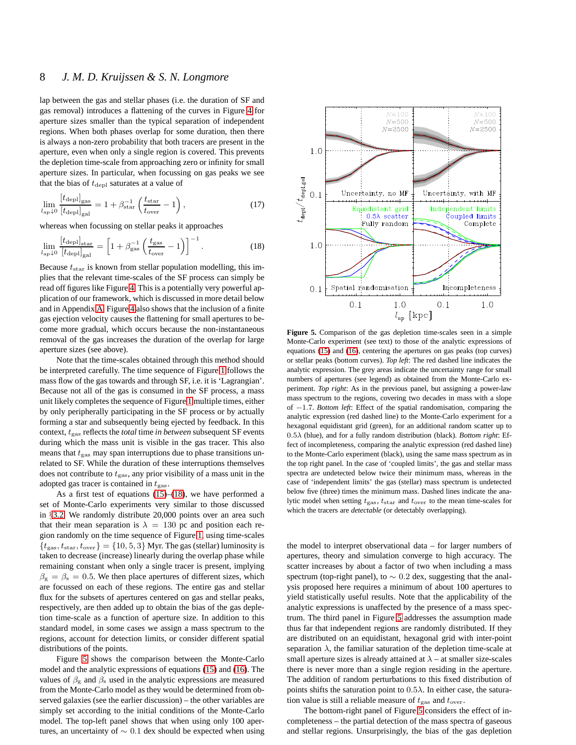lap between the gas and stellar phases (i.e. the duration of SF and gas removal) introduces a flattening of the curves in Figure 4 for aperture sizes smaller than the typical separation of independent regions. When both phases overlap for some duration, then there is always a non-zero probability that both tracers are present in the aperture, even when only a single region is covered. This prevents the depletion time-scale from approaching zero or infinity for small aperture sizes. In particular, when focussing on gas peaks we see that the bias of $t_{\rm depl}$ saturates at a value of

$$\lim_{l_{\rm ap}\downarrow 0}\frac{[t_{\rm depl}]_{\rm gas}}{[t_{\rm depl}]_{\rm gal}} = 1+\beta_{\rm star}^{-1}\left(\frac{t_{\rm star}}{t_{\rm over}}-1\right), \quad (17)$$

whereas when focussing on stellar peaks it approaches

$$\lim_{l_{\rm ap}\downarrow 0}\frac{[t_{\rm depl}]_{\rm star}}{[t_{\rm depl}]_{\rm gal}} = \left[1+\beta_{\rm gas}^{-1}\left(\frac{t_{\rm gas}}{t_{\rm over}}-1\right)\right]^{-1}. \quad (18)$$

Because $t_{\rm star}$ is known from stellar population modelling, this implies that the relevant time-scales of the SF process can simply be read off figures like Figure 4. This is a potentially very powerful application of our framework, which is discussed in more detail below and in Appendix A. Figure 4 also shows that the inclusion of a finite gas ejection velocity causes the flattening for small apertures to become more gradual, which occurs because the non-instantaneous removal of the gas increases the duration of the overlap for large aperture sizes (see above).

Note that the time-scales obtained through this method should be interpreted carefully. The time sequence of Figure 1 follows the mass flow of the gas towards and through SF, i.e. it is 'Lagrangian'. Because not all of the gas is consumed in the SF process, a mass unit likely completes the sequence of Figure 1 multiple times, either by only peripherally participating in the SF process or by actually forming a star and subsequently being ejected by feedback. In this context, $t_{\rm gas}$ reflects the *total* time *in between* subsequent SF events during which the mass unit is visible in the gas tracer. This also means that $t_{\rm gas}$ may span interruptions due to phase transitions unrelated to SF. While the duration of these interruptions themselves does not contribute to $t_{\rm gas}$, any prior visibility of a mass unit in the adopted gas tracer is contained in $t_{\rm gas}$.

As a first test of equations (15)–(18), we have performed a set of Monte-Carlo experiments very similar to those discussed in §3.2. We randomly distribute 20,000 points over an area such that their mean separation is $\lambda = 130$ pc and position each region randomly on the time sequence of Figure 1, using time-scales $\{t_{\rm gas}, t_{\rm star}, t_{\rm over}\} = \{10, 5, 3\}$ Myr. The gas (stellar) luminosity is taken to decrease (increase) linearly during the overlap phase while remaining constant when only a single tracer is present, implying $\beta_{\rm g} = \beta_{\rm s} = 0.5$. We then place apertures of different sizes, which are focussed on each of these regions. The entire gas and stellar flux for the subsets of apertures centered on gas and stellar peaks, respectively, are then added up to obtain the bias of the gas depletion time-scale as a function of aperture size. In addition to this standard model, in some cases we assign a mass spectrum to the regions, account for detection limits, or consider different spatial distributions of the points.

Figure 5 shows the comparison between the Monte-Carlo model and the analytic expressions of equations (15) and (16). The values of $\beta_{\rm g}$ and $\beta_{\rm s}$ used in the analytic expressions are measured from the Monte-Carlo model as they would be determined from observed galaxies (see the earlier discussion) – the other variables are simply set according to the initial conditions of the Monte-Carlo model. The top-left panel shows that when using only 100 apertures, an uncertainty of $\sim 0.1$ dex should be expected when using the model to interpret observational data – for larger numbers of apertures, theory and simulation converge to high accuracy. The scatter increases by about a factor of two when including a mass spectrum (top-right panel), to $\sim 0.2$ dex, suggesting that the analysis proposed here requires a minimum of about 100 apertures to yield statistically useful results. Note that the applicability of the analytic expressions is unaffected by the presence of a mass spectrum. The third panel in Figure 5 addresses the assumption made thus far that independent regions are randomly distributed. If they are distributed on an equidistant, hexagonal grid with inter-point separation $\lambda$, the familiar saturation of the depletion time-scale at small aperture sizes is already attained at $\lambda$ – at smaller size-scales there is never more than a single region residing in the aperture. The addition of random perturbations to this fixed distribution of points shifts the saturation point to $0.5\lambda$. In either case, the saturation value is still a reliable measure of $t_{\rm gas}$ and $t_{\rm over}$.

The bottom-right panel of Figure 5 considers the effect of incompleteness – the partial detection of the mass spectra of gaseous and stellar regions. Unsurprisingly, the bias of the gas depletion

**Figure 5.** Comparison of the gas depletion time-scales seen in a simple Monte-Carlo experiment (see text) to those of the analytic expressions of equations (15) and (16), centering the apertures on gas peaks (top curves) or stellar peaks (bottom curves). *Top left*: The red dashed line indicates the analytic expression. The grey areas indicate the uncertainty range for small numbers of apertures (see legend) as obtained from the Monte-Carlo experiment. *Top right*: As in the previous panel, but assigning a power-law mass spectrum to the regions, covering two decades in mass with a slope of $-1.7$. *Bottom left*: Effect of the spatial randomisation, comparing the analytic expression (red dashed line) to the Monte-Carlo experiment for a hexagonal equidistant grid (green), for an additional random scatter up to $0.5\lambda$ (blue), and for a fully random distribution (black). *Bottom right*: Effect of incompleteness, comparing the analytic expression (red dashed line) to the Monte-Carlo experiment (black), using the same mass spectrum as in the top right panel. In the case of 'coupled limits', the gas and stellar mass spectra are undetected below twice their minimum mass, whereas in the case of 'independent limits' the gas (stellar) mass spectrum is undetected below five (three) times the minimum mass. Dashed lines indicate the analytic model when setting $t_{\rm gas}$, $t_{\rm star}$ and $t_{\rm over}$ to the mean time-scales for which the tracers are *detectable* (or detectably overlapping).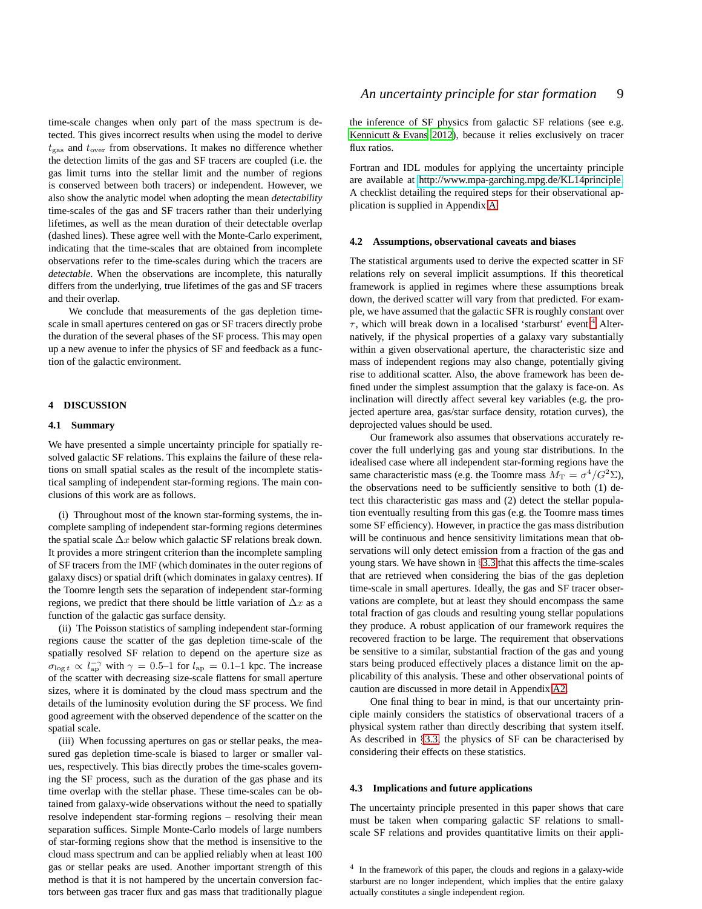time-scale changes when only part of the mass spectrum is detected. This gives incorrect results when using the model to derive $t_{\rm gas}$ and $t_{\rm over}$ from observations. It makes no difference whether the detection limits of the gas and SF tracers are coupled (i.e. the gas limit turns into the stellar limit and the number of regions is conserved between both tracers) or independent. However, we also show the analytic model when adopting the mean *detectability* time-scales of the gas and SF tracers rather than their underlying lifetimes, as well as the mean duration of their detectable overlap (dashed lines). These agree well with the Monte-Carlo experiment, indicating that the time-scales that are obtained from incomplete observations refer to the time-scales during which the tracers are *detectable*. When the observations are incomplete, this naturally differs from the underlying, true lifetimes of the gas and SF tracers and their overlap.

We conclude that measurements of the gas depletion time-scale in small apertures centered on gas or SF tracers directly probe the duration of the several phases of the SF process. This may open up a new avenue to infer the physics of SF and feedback as a function of the galactic environment.

## 4 DISCUSSION

### 4.1 Summary

We have presented a simple uncertainty principle for spatially resolved galactic SF relations. This explains the failure of these relations on small spatial scales as the result of the incomplete statistical sampling of independent star-forming regions. The main conclusions of this work are as follows.

(i) Throughout most of the known star-forming systems, the incomplete sampling of independent star-forming regions determines the spatial scale $\Delta x$ below which galactic SF relations break down. It provides a more stringent criterion than the incomplete sampling of SF tracers from the IMF (which dominates in the outer regions of galaxy discs) or spatial drift (which dominates in galaxy centres). If the Toomre length sets the separation of independent star-forming regions, we predict that there should be little variation of $\Delta x$ as a function of the galactic gas surface density.

(ii) The Poisson statistics of sampling independent star-forming regions cause the scatter of the gas depletion time-scale of the spatially resolved SF relation to depend on the aperture size as $\sigma_{\log t} \propto l_{\rm ap}^{-\gamma}$ with $\gamma = 0.5$–$1$ for $l_{\rm ap} = 0.1$–$1$ kpc. The increase of the scatter with decreasing size-scale flattens for small aperture sizes, where it is dominated by the cloud mass spectrum and the details of the luminosity evolution during the SF process. We find good agreement with the observed dependence of the scatter on the spatial scale.

(iii) When focussing apertures on gas or stellar peaks, the measured gas depletion time-scale is biased to larger or smaller values, respectively. This bias directly probes the time-scales governing the SF process, such as the duration of the gas phase and its time overlap with the stellar phase. These time-scales can be obtained from galaxy-wide observations without the need to spatially resolve independent star-forming regions – resolving their mean separation suffices. Simple Monte-Carlo models of large numbers of star-forming regions show that the method is insensitive to the cloud mass spectrum and can be applied reliably when at least 100 gas or stellar peaks are used. Another important strength of this method is that it is not hampered by the uncertain conversion factors between gas tracer flux and gas mass that traditionally plague the inference of SF physics from galactic SF relations (see e.g. Kennicutt & Evans 2012), because it relies exclusively on tracer flux ratios.

Fortran and IDL modules for applying the uncertainty principle are available at http://www.mpa-garching.mpg.de/KL14principle. A checklist detailing the required steps for their observational application is supplied in Appendix A.

### 4.2 Assumptions, observational caveats and biases

The statistical arguments used to derive the expected scatter in SF relations rely on several implicit assumptions. If this theoretical framework is applied in regimes where these assumptions break down, the derived scatter will vary from that predicted. For example, we have assumed that the galactic SFR is roughly constant over $\tau$, which will break down in a localised 'starburst' event.[4] Alternatively, if the physical properties of a galaxy vary substantially within a given observational aperture, the characteristic size and mass of independent regions may also change, potentially giving rise to additional scatter. Also, the above framework has been defined under the simplest assumption that the galaxy is face-on. As inclination will directly affect several key variables (e.g. the projected aperture area, gas/star surface density, rotation curves), the deprojected values should be used.

Our framework also assumes that observations accurately recover the full underlying gas and young star distributions. In the idealised case where all independent star-forming regions have the same characteristic mass (e.g. the Toomre mass $M_{\rm T} = \sigma^4/G^2\Sigma$), the observations need to be sufficiently sensitive to both (1) detect this characteristic gas mass and (2) detect the stellar population eventually resulting from this gas (e.g. the Toomre mass times some SF efficiency). However, in practice the gas mass distribution will be continuous and hence sensitivity limitations mean that observations will only detect emission from a fraction of the gas and young stars. We have shown in §3.3 that this affects the time-scales that are retrieved when considering the bias of the gas depletion time-scale in small apertures. Ideally, the gas and SF tracer observations are complete, but at least they should encompass the same total fraction of gas clouds and resulting young stellar populations they produce. A robust application of our framework requires the recovered fraction to be large. The requirement that observations be sensitive to a similar, substantial fraction of the gas and young stars being produced effectively places a distance limit on the applicability of this analysis. These and other observational points of caution are discussed in more detail in Appendix A2.

One final thing to bear in mind, is that our uncertainty principle mainly considers the statistics of observational tracers of a physical system rather than directly describing that system itself. As described in §3.3, the physics of SF can be characterised by considering their effects on these statistics.

### 4.3 Implications and future applications

The uncertainty principle presented in this paper shows that care must be taken when comparing galactic SF relations to small-scale SF relations and provides quantitative limits on their appli-

[4] In the framework of this paper, the clouds and regions in a galaxy-wide starburst are no longer independent, which implies that the entire galaxy actually constitutes a single independent region.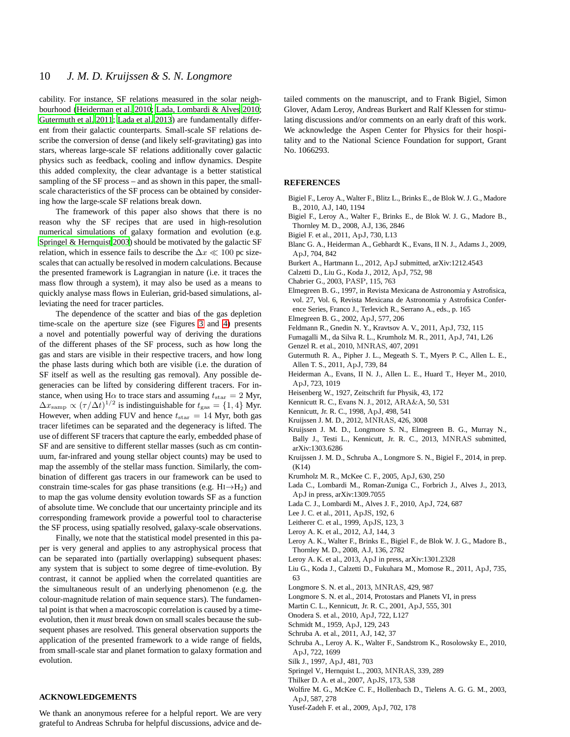cability. For instance, SF relations measured in the solar neighbourhood (Heiderman et al. 2010; Lada, Lombardi & Alves 2010; Gutermuth et al. 2011; Lada et al. 2013) are fundamentally different from their galactic counterparts. Small-scale SF relations describe the conversion of dense (and likely self-gravitating) gas into stars, whereas large-scale SF relations additionally cover galactic physics such as feedback, cooling and inflow dynamics. Despite this added complexity, the clear advantage is a better statistical sampling of the SF process – and as shown in this paper, the small-scale characteristics of the SF process can be obtained by considering how the large-scale SF relations break down.

The framework of this paper also shows that there is no reason why the SF recipes that are used in high-resolution numerical simulations of galaxy formation and evolution (e.g. Springel & Hernquist 2003) should be motivated by the galactic SF relation, which in essence fails to describe the $\Delta x \ll 100$ pc size-scales that can actually be resolved in modern calculations. Because the presented framework is Lagrangian in nature (i.e. it traces the mass flow through a system), it may also be used as a means to quickly analyse mass flows in Eulerian, grid-based simulations, alleviating the need for tracer particles.

The dependence of the scatter and bias of the gas depletion time-scale on the aperture size (see Figures 3 and 4) presents a novel and potentially powerful way of deriving the durations of the different phases of the SF process, such as how long the gas and stars are visible in their respective tracers, and how long the phase lasts during which both are visible (i.e. the duration of SF itself as well as the resulting gas removal). Any possible degeneracies can be lifted by considering different tracers. For instance, when using H$\alpha$ to trace stars and assuming $t_{\rm star} = 2$ Myr, $\Delta x_{\rm samp} \propto (\tau/\Delta t)^{1/2}$ is indistinguishable for $t_{\rm gas} = \{1, 4\}$ Myr. However, when adding FUV and hence $t_{\rm star} = 14$ Myr, both gas tracer lifetimes can be separated and the degeneracy is lifted. The use of different SF tracers that capture the early, embedded phase of SF and are sensitive to different stellar masses (such as cm continuum, far-infrared and young stellar object counts) may be used to map the assembly of the stellar mass function. Similarly, the combination of different gas tracers in our framework can be used to constrain time-scales for gas phase transitions (e.g. $\text{H}\,\textsc{i} \rightarrow \text{H}_2$) and to map the gas volume density evolution towards SF as a function of absolute time. We conclude that our uncertainty principle and its corresponding framework provide a powerful tool to characterise the SF process, using spatially resolved, galaxy-scale observations.

Finally, we note that the statistical model presented in this paper is very general and applies to any astrophysical process that can be separated into (partially overlapping) subsequent phases: any system that is subject to some degree of time-evolution. By contrast, it cannot be applied when the correlated quantities are the simultaneous result of an underlying phenomenon (e.g. the colour-magnitude relation of main sequence stars). The fundamental point is that when a macroscopic correlation is caused by a time-evolution, then it *must* break down on small scales because the subsequent phases are resolved. This general observation supports the application of the presented framework to a wide range of fields, from small-scale star and planet formation to galaxy formation and evolution.

## ACKNOWLEDGEMENTS

We thank an anonymous referee for a helpful report. We are very grateful to Andreas Schruba for helpful discussions, advice and detailed comments on the manuscript, and to Frank Bigiel, Simon Glover, Adam Leroy, Andreas Burkert and Ralf Klessen for stimulating discussions and/or comments on an early draft of this work. We acknowledge the Aspen Center for Physics for their hospitality and to the National Science Foundation for support, Grant No. 1066293.

## REFERENCES

Bigiel F., Leroy A., Walter F., Blitz L., Brinks E., de Blok W. J. G., Madore B., 2010, AJ, 140, 1194
Bigiel F., Leroy A., Walter F., Brinks E., de Blok W. J. G., Madore B., Thornley M. D., 2008, AJ, 136, 2846
Bigiel F. et al., 2011, ApJ, 730, L13
Blanc G. A., Heiderman A., Gebhardt K., Evans, II N. J., Adams J., 2009, ApJ, 704, 842
Burkert A., Hartmann L., 2012, ApJ submitted, arXiv:1212.4543
Calzetti D., Liu G., Koda J., 2012, ApJ, 752, 98
Chabrier G., 2003, PASP, 115, 763
Elmegreen B. G., 1997, in Revista Mexicana de Astronomia y Astrofisica, vol. 27, Vol. 6, Revista Mexicana de Astronomia y Astrofisica Conference Series, Franco J., Terlevich R., Serrano A., eds., p. 165
Elmegreen B. G., 2002, ApJ, 577, 206
Feldmann R., Gnedin N. Y., Kravtsov A. V., 2011, ApJ, 732, 115
Fumagalli M., da Silva R. L., Krumholz M. R., 2011, ApJ, 741, L26
Genzel R. et al., 2010, MNRAS, 407, 2091
Gutermuth R. A., Pipher J. L., Megeath S. T., Myers P. C., Allen L. E., Allen T. S., 2011, ApJ, 739, 84
Heiderman A., Evans, II N. J., Allen L. E., Huard T., Heyer M., 2010, ApJ, 723, 1019
Heisenberg W., 1927, Zeitschrift fur Physik, 43, 172
Kennicutt R. C., Evans N. J., 2012, ARA&A, 50, 531
Kennicutt, Jr. R. C., 1998, ApJ, 498, 541
Kruijssen J. M. D., 2012, MNRAS, 426, 3008
Kruijssen J. M. D., Longmore S. N., Elmegreen B. G., Murray N., Bally J., Testi L., Kennicutt, Jr. R. C., 2013, MNRAS submitted, arXiv:1303.6286
Kruijssen J. M. D., Schruba A., Longmore S. N., Bigiel F., 2014, in prep. (K14)
Krumholz M. R., McKee C. F., 2005, ApJ, 630, 250
Lada C., Lombardi M., Roman-Zuniga C., Forbrich J., Alves J., 2013, ApJ in press, arXiv:1309.7055
Lada C. J., Lombardi M., Alves J. F., 2010, ApJ, 724, 687
Lee J. C. et al., 2011, ApJS, 192, 6
Leitherer C. et al., 1999, ApJS, 123, 3
Leroy A. K. et al., 2012, AJ, 144, 3
Leroy A. K., Walter F., Brinks E., Bigiel F., de Blok W. J. G., Madore B., Thornley M. D., 2008, AJ, 136, 2782
Leroy A. K. et al., 2013, ApJ in press, arXiv:1301.2328
Liu G., Koda J., Calzetti D., Fukuhara M., Momose R., 2011, ApJ, 735, 63
Longmore S. N. et al., 2013, MNRAS, 429, 987
Longmore S. N. et al., 2014, Protostars and Planets VI, in press
Martin C. L., Kennicutt, Jr. R. C., 2001, ApJ, 555, 301
Onodera S. et al., 2010, ApJ, 722, L127
Schmidt M., 1959, ApJ, 129, 243
Schruba A. et al., 2011, AJ, 142, 37
Schruba A., Leroy A. K., Walter F., Sandstrom K., Rosolowsky E., 2010, ApJ, 722, 1699
Silk J., 1997, ApJ, 481, 703
Springel V., Hernquist L., 2003, MNRAS, 339, 289
Thilker D. A. et al., 2007, ApJS, 173, 538
Wolfire M. G., McKee C. F., Hollenbach D., Tielens A. G. G. M., 2003, ApJ, 587, 278
Yusef-Zadeh F. et al., 2009, ApJ, 702, 178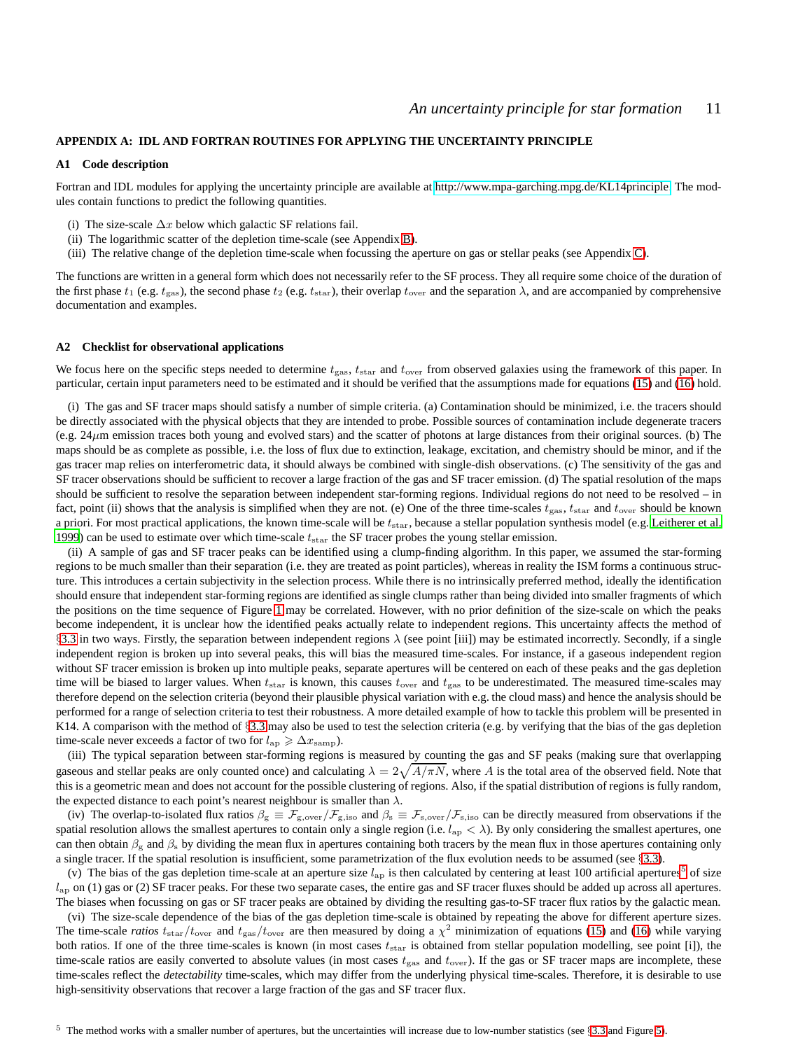## APPENDIX A: IDL AND FORTRAN ROUTINES FOR APPLYING THE UNCERTAINTY PRINCIPLE

### A1 Code description

Fortran and IDL modules for applying the uncertainty principle are available at http://www.mpa-garching.mpg.de/KL14principle. The modules contain functions to predict the following quantities.

(i) The size-scale $\Delta x$ below which galactic SF relations fail.
(ii) The logarithmic scatter of the depletion time-scale (see Appendix B).
(iii) The relative change of the depletion time-scale when focussing the aperture on gas or stellar peaks (see Appendix C).

The functions are written in a general form which does not necessarily refer to the SF process. They all require some choice of the duration of the first phase $t_1$ (e.g. $t_{\rm gas}$), the second phase $t_2$ (e.g. $t_{\rm star}$), their overlap $t_{\rm over}$ and the separation $\lambda$, and are accompanied by comprehensive documentation and examples.

### A2 Checklist for observational applications

We focus here on the specific steps needed to determine $t_{\rm gas}$, $t_{\rm star}$ and $t_{\rm over}$ from observed galaxies using the framework of this paper. In particular, certain input parameters need to be estimated and it should be verified that the assumptions made for equations (15) and (16) hold.

(i) The gas and SF tracer maps should satisfy a number of simple criteria. (a) Contamination should be minimized, i.e. the tracers should be directly associated with the physical objects that they are intended to probe. Possible sources of contamination include degenerate tracers (e.g. 24$\mu$m emission traces both young and evolved stars) and the scatter of photons at large distances from their original sources. (b) The maps should be as complete as possible, i.e. the loss of flux due to extinction, leakage, excitation, and chemistry should be minor, and if the gas tracer map relies on interferometric data, it should always be combined with single-dish observations. (c) The sensitivity of the gas and SF tracer observations should be sufficient to recover a large fraction of the gas and SF tracer emission. (d) The spatial resolution of the maps should be sufficient to resolve the separation between independent star-forming regions. Individual regions do not need to be resolved – in fact, point (ii) shows that the analysis is simplified when they are not. (e) One of the three time-scales $t_{\rm gas}$, $t_{\rm star}$ and $t_{\rm over}$ should be known a priori. For most practical applications, the known time-scale will be $t_{\rm star}$, because a stellar population synthesis model (e.g. Leitherer et al. 1999) can be used to estimate over which time-scale $t_{\rm star}$ the SF tracer probes the young stellar emission.

(ii) A sample of gas and SF tracer peaks can be identified using a clump-finding algorithm. In this paper, we assumed the star-forming regions to be much smaller than their separation (i.e. they are treated as point particles), whereas in reality the ISM forms a continuous structure. This introduces a certain subjectivity in the selection process. While there is no intrinsically preferred method, ideally the identification should ensure that independent star-forming regions are identified as single clumps rather than being divided into smaller fragments of which the positions on the time sequence of Figure 1 may be correlated. However, with no prior definition of the size-scale on which the peaks become independent, it is unclear how the identified peaks actually relate to independent regions. This uncertainty affects the method of §3.3 in two ways. Firstly, the separation between independent regions $\lambda$ (see point [iii]) may be estimated incorrectly. Secondly, if a single independent region is broken up into several peaks, this will bias the measured time-scales. For instance, if a gaseous independent region without SF tracer emission is broken up into multiple peaks, separate apertures will be centered on each of these peaks and the gas depletion time will be biased to larger values. When $t_{\rm star}$ is known, this causes $t_{\rm over}$ and $t_{\rm gas}$ to be underestimated. The measured time-scales may therefore depend on the selection criteria (beyond their plausible physical variation with e.g. the cloud mass) and hence the analysis should be performed for a range of selection criteria to test their robustness. A more detailed example of how to tackle this problem will be presented in K14. A comparison with the method of §3.3 may also be used to test the selection criteria (e.g. by verifying that the bias of the gas depletion time-scale never exceeds a factor of two for $l_{\rm ap} \geqslant \Delta x_{\rm samp}$).

(iii) The typical separation between star-forming regions is measured by counting the gas and SF peaks (making sure that overlapping gaseous and stellar peaks are only counted once) and calculating $\lambda = 2\sqrt{A/\pi N}$, where $A$ is the total area of the observed field. Note that this is a geometric mean and does not account for the possible clustering of regions. Also, if the spatial distribution of regions is fully random, the expected distance to each point's nearest neighbour is smaller than $\lambda$.

(iv) The overlap-to-isolated flux ratios $\beta_{\rm g} \equiv \mathcal{F}_{\rm g,over}/\mathcal{F}_{\rm g,iso}$ and $\beta_{\rm s} \equiv \mathcal{F}_{\rm s,over}/\mathcal{F}_{\rm s,iso}$ can be directly measured from observations if the spatial resolution allows the smallest apertures to contain only a single region (i.e. $l_{\rm ap} < \lambda$). By only considering the smallest apertures, one can then obtain $\beta_{\rm g}$ and $\beta_{\rm s}$ by dividing the mean flux in apertures containing both tracers by the mean flux in those apertures containing only a single tracer. If the spatial resolution is insufficient, some parametrization of the flux evolution needs to be assumed (see §3.3).

(v) The bias of the gas depletion time-scale at an aperture size $l_{\rm ap}$ is then calculated by centering at least 100 artificial apertures[5] of size $l_{\rm ap}$ on (1) gas or (2) SF tracer peaks. For these two separate cases, the entire gas and SF tracer fluxes should be added up across all apertures. The biases when focussing on gas or SF tracer peaks are obtained by dividing the resulting gas-to-SF tracer flux ratios by the galactic mean.

(vi) The size-scale dependence of the bias of the gas depletion time-scale is obtained by repeating the above for different aperture sizes. The time-scale *ratios* $t_{\rm star}/t_{\rm over}$ and $t_{\rm gas}/t_{\rm over}$ are then measured by doing a $\chi^2$ minimization of equations (15) and (16) while varying both ratios. If one of the three time-scales is known (in most cases $t_{\rm star}$ is obtained from stellar population modelling, see point [i]), the time-scale ratios are easily converted to absolute values (in most cases $t_{\rm gas}$ and $t_{\rm over}$). If the gas or SF tracer maps are incomplete, these time-scales reflect the *detectability* time-scales, which may differ from the underlying physical time-scales. Therefore, it is desirable to use high-sensitivity observations that recover a large fraction of the gas and SF tracer flux.

[5] The method works with a smaller number of apertures, but the uncertainties will increase due to low-number statistics (see §3.3 and Figure 5).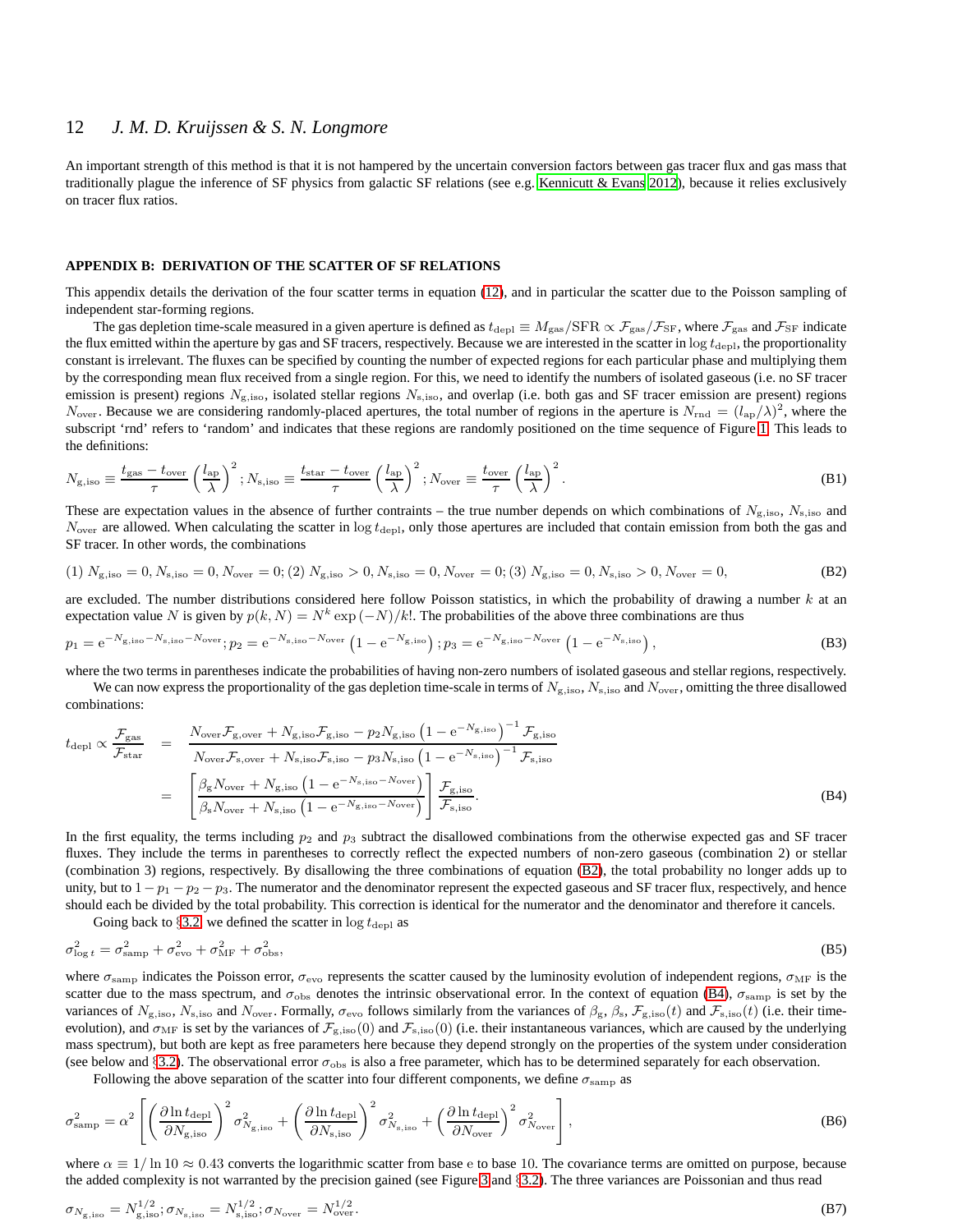An important strength of this method is that it is not hampered by the uncertain conversion factors between gas tracer flux and gas mass that traditionally plague the inference of SF physics from galactic SF relations (see e.g. Kennicutt & Evans 2012), because it relies exclusively on tracer flux ratios.

## APPENDIX B: DERIVATION OF THE SCATTER OF SF RELATIONS

This appendix details the derivation of the four scatter terms in equation (12), and in particular the scatter due to the Poisson sampling of independent star-forming regions.

The gas depletion time-scale measured in a given aperture is defined as $t_{\rm depl} \equiv M_{\rm gas}/{\rm SFR} \propto \mathcal{F}_{\rm gas}/\mathcal{F}_{\rm SF}$, where $\mathcal{F}_{\rm gas}$ and $\mathcal{F}_{\rm SF}$ indicate the flux emitted within the aperture by gas and SF tracers, respectively. Because we are interested in the scatter in $\log t_{\rm depl}$, the proportionality constant is irrelevant. The fluxes can be specified by counting the number of expected regions for each particular phase and multiplying them by the corresponding mean flux received from a single region. For this, we need to identify the numbers of isolated gaseous (i.e. no SF tracer emission is present) regions $N_{\rm g,iso}$, isolated stellar regions $N_{\rm s,iso}$, and overlap (i.e. both gas and SF tracer emission are present) regions $N_{\rm over}$. Because we are considering randomly-placed apertures, the total number of regions in the aperture is $N_{\rm rnd} = (l_{\rm ap}/\lambda)^2$, where the subscript 'rnd' refers to 'random' and indicates that these regions are randomly positioned on the time sequence of Figure 1. This leads to the definitions:

$$N_{\rm g,iso} \equiv \frac{t_{\rm gas}-t_{\rm over}}{\tau}\left(\frac{l_{\rm ap}}{\lambda}\right)^2; N_{\rm s,iso} \equiv \frac{t_{\rm star}-t_{\rm over}}{\tau}\left(\frac{l_{\rm ap}}{\lambda}\right)^2; N_{\rm over} \equiv \frac{t_{\rm over}}{\tau}\left(\frac{l_{\rm ap}}{\lambda}\right)^2. \tag{B1}$$

These are expectation values in the absence of further contraints – the true number depends on which combinations of $N_{\rm g,iso}$, $N_{\rm s,iso}$ and $N_{\rm over}$ are allowed. When calculating the scatter in $\log t_{\rm depl}$, only those apertures are included that contain emission from both the gas and SF tracer. In other words, the combinations

$$(1)\ N_{\rm g,iso}=0, N_{\rm s,iso}=0, N_{\rm over}=0; (2)\ N_{\rm g,iso}>0, N_{\rm s,iso}=0, N_{\rm over}=0; (3)\ N_{\rm g,iso}=0, N_{\rm s,iso}>0, N_{\rm over}=0, \tag{B2}$$

are excluded. The number distributions considered here follow Poisson statistics, in which the probability of drawing a number $k$ at an expectation value $N$ is given by $p(k,N) = N^k \exp{(-N)}/k!$. The probabilities of the above three combinations are thus

$$p_1 = {\rm e}^{-N_{\rm g,iso}-N_{\rm s,iso}-N_{\rm over}}; p_2 = {\rm e}^{-N_{\rm s,iso}-N_{\rm over}}\left(1-{\rm e}^{-N_{\rm g,iso}}\right); p_3 = {\rm e}^{-N_{\rm g,iso}-N_{\rm over}}\left(1-{\rm e}^{-N_{\rm s,iso}}\right), \tag{B3}$$

where the two terms in parentheses indicate the probabilities of having non-zero numbers of isolated gaseous and stellar regions, respectively.

We can now express the proportionality of the gas depletion time-scale in terms of $N_{\rm g,iso}$, $N_{\rm s,iso}$ and $N_{\rm over}$, omitting the three disallowed combinations:

$$\begin{aligned} t_{\rm depl} \propto \frac{\mathcal{F}_{\rm gas}}{\mathcal{F}_{\rm star}} &= \frac{N_{\rm over}\mathcal{F}_{\rm g,over}+N_{\rm g,iso}\mathcal{F}_{\rm g,iso}-p_2 N_{\rm g,iso}\left(1-{\rm e}^{-N_{\rm g,iso}}\right)^{-1}\mathcal{F}_{\rm g,iso}}{N_{\rm over}\mathcal{F}_{\rm s,over}+N_{\rm s,iso}\mathcal{F}_{\rm s,iso}-p_3 N_{\rm s,iso}\left(1-{\rm e}^{-N_{\rm s,iso}}\right)^{-1}\mathcal{F}_{\rm s,iso}} \\ &= \left[\frac{\beta_{\rm g}N_{\rm over}+N_{\rm g,iso}\left(1-{\rm e}^{-N_{\rm s,iso}-N_{\rm over}}\right)}{\beta_{\rm s}N_{\rm over}+N_{\rm s,iso}\left(1-{\rm e}^{-N_{\rm g,iso}-N_{\rm over}}\right)}\right]\frac{\mathcal{F}_{\rm g,iso}}{\mathcal{F}_{\rm s,iso}}. \end{aligned} \tag{B4}$$

In the first equality, the terms including $p_2$ and $p_3$ subtract the disallowed combinations from the otherwise expected gas and SF tracer fluxes. They include the terms in parentheses to correctly reflect the expected numbers of non-zero gaseous (combination 2) or stellar (combination 3) regions, respectively. By disallowing the three combinations of equation (B2), the total probability no longer adds up to unity, but to $1-p_1-p_2-p_3$. The numerator and the denominator represent the expected gaseous and SF tracer flux, respectively, and hence should each be divided by the total probability. This correction is identical for the numerator and the denominator and therefore it cancels.

Going back to §3.2, we defined the scatter in $\log t_{\rm depl}$ as

$$\sigma_{\log t}^2 = \sigma_{\rm samp}^2+\sigma_{\rm evo}^2+\sigma_{\rm MF}^2+\sigma_{\rm obs}^2, \tag{B5}$$

where $\sigma_{\rm samp}$ indicates the Poisson error, $\sigma_{\rm evo}$ represents the scatter caused by the luminosity evolution of independent regions, $\sigma_{\rm MF}$ is the scatter due to the mass spectrum, and $\sigma_{\rm obs}$ denotes the intrinsic observational error. In the context of equation (B4), $\sigma_{\rm samp}$ is set by the variances of $N_{\rm g,iso}$, $N_{\rm s,iso}$ and $N_{\rm over}$. Formally, $\sigma_{\rm evo}$ follows similarly from the variances of $\beta_{\rm g}$, $\beta_{\rm s}$, $\mathcal{F}_{\rm g,iso}(t)$ and $\mathcal{F}_{\rm s,iso}(t)$ (i.e. their time-evolution), and $\sigma_{\rm MF}$ is set by the variances of $\mathcal{F}_{\rm g,iso}(0)$ and $\mathcal{F}_{\rm s,iso}(0)$ (i.e. their instantaneous variances, which are caused by the underlying mass spectrum), but both are kept as free parameters here because they depend strongly on the properties of the system under consideration (see below and §3.2). The observational error $\sigma_{\rm obs}$ is also a free parameter, which has to be determined separately for each observation.

Following the above separation of the scatter into four different components, we define $\sigma_{\rm samp}$ as

$$\sigma_{\rm samp}^2 = \alpha^2\left[\left(\frac{\partial \ln t_{\rm depl}}{\partial N_{\rm g,iso}}\right)^2\sigma_{N_{\rm g,iso}}^2+\left(\frac{\partial \ln t_{\rm depl}}{\partial N_{\rm s,iso}}\right)^2\sigma_{N_{\rm s,iso}}^2+\left(\frac{\partial \ln t_{\rm depl}}{\partial N_{\rm over}}\right)^2\sigma_{N_{\rm over}}^2\right], \tag{B6}$$

where $\alpha \equiv 1/\ln 10 \approx 0.43$ converts the logarithmic scatter from base e to base 10. The covariance terms are omitted on purpose, because the added complexity is not warranted by the precision gained (see Figure 3 and §3.2). The three variances are Poissonian and thus read

$$\sigma_{N_{\rm g,iso}} = N_{\rm g,iso}^{1/2}; \sigma_{N_{\rm s,iso}} = N_{\rm s,iso}^{1/2}; \sigma_{N_{\rm over}} = N_{\rm over}^{1/2}. \tag{B7}$$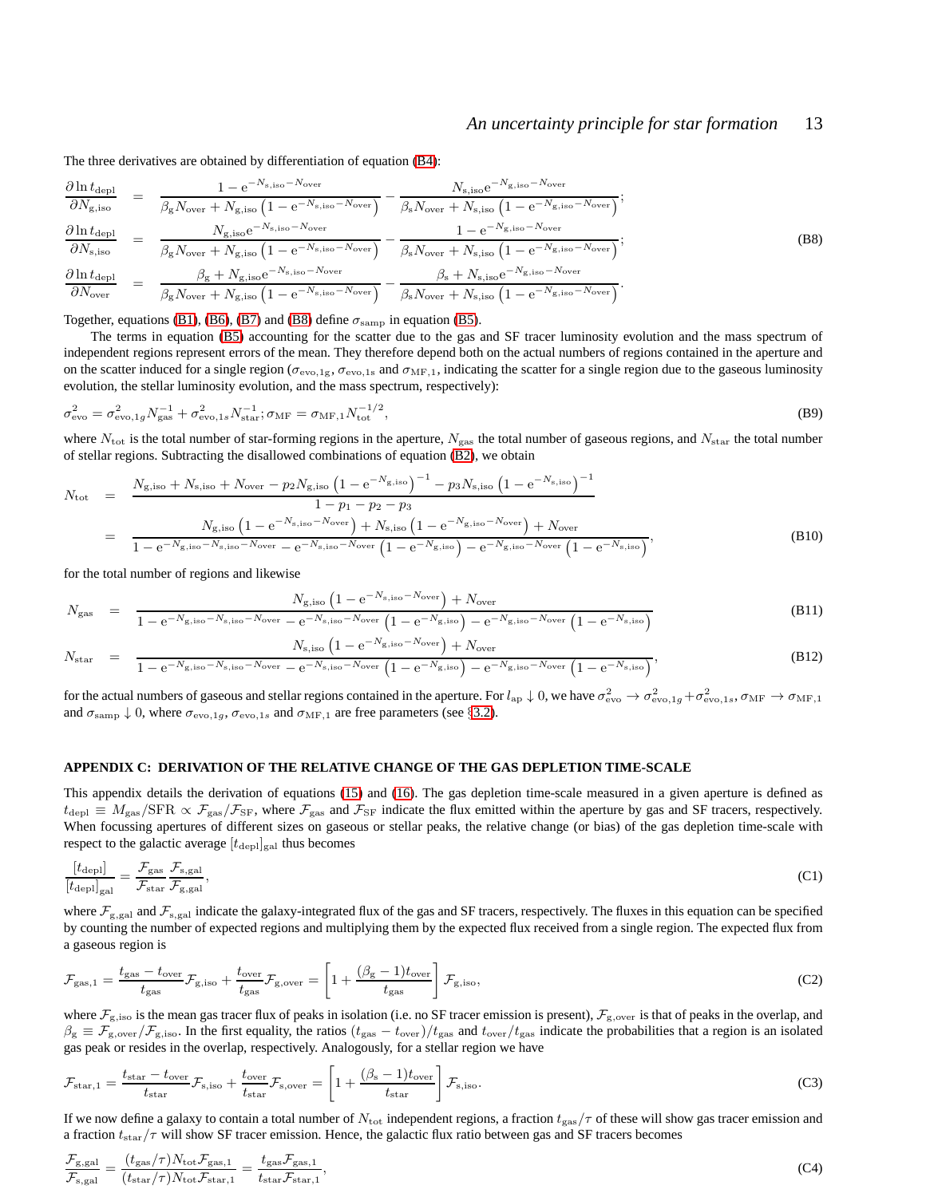The three derivatives are obtained by differentiation of equation (B4):

$$
\begin{aligned}
\frac{\partial \ln t_{\rm depl}}{\partial N_{\rm g,iso}} &= \frac{1-{\rm e}^{-N_{\rm s,iso}-N_{\rm over}}}{\beta_{\rm g}N_{\rm over}+N_{\rm g,iso}\left(1-{\rm e}^{-N_{\rm s,iso}-N_{\rm over}}\right)} - \frac{N_{\rm s,iso}{\rm e}^{-N_{\rm g,iso}-N_{\rm over}}}{\beta_{\rm s}N_{\rm over}+N_{\rm s,iso}\left(1-{\rm e}^{-N_{\rm g,iso}-N_{\rm over}}\right)};\\
\frac{\partial \ln t_{\rm depl}}{\partial N_{\rm s,iso}} &= \frac{N_{\rm g,iso}{\rm e}^{-N_{\rm s,iso}-N_{\rm over}}}{\beta_{\rm g}N_{\rm over}+N_{\rm g,iso}\left(1-{\rm e}^{-N_{\rm s,iso}-N_{\rm over}}\right)} - \frac{1-{\rm e}^{-N_{\rm g,iso}-N_{\rm over}}}{\beta_{\rm s}N_{\rm over}+N_{\rm s,iso}\left(1-{\rm e}^{-N_{\rm g,iso}-N_{\rm over}}\right)};\\
\frac{\partial \ln t_{\rm depl}}{\partial N_{\rm over}} &= \frac{\beta_{\rm g}+N_{\rm g,iso}{\rm e}^{-N_{\rm s,iso}-N_{\rm over}}}{\beta_{\rm g}N_{\rm over}+N_{\rm g,iso}\left(1-{\rm e}^{-N_{\rm s,iso}-N_{\rm over}}\right)} - \frac{\beta_{\rm s}+N_{\rm s,iso}{\rm e}^{-N_{\rm g,iso}-N_{\rm over}}}{\beta_{\rm s}N_{\rm over}+N_{\rm s,iso}\left(1-{\rm e}^{-N_{\rm g,iso}-N_{\rm over}}\right)}.
\end{aligned}
\tag{B8}
$$

Together, equations (B1), (B6), (B7) and (B8) define $\sigma_{\rm samp}$ in equation (B5).

The terms in equation (B5) accounting for the scatter due to the gas and SF tracer luminosity evolution and the mass spectrum of independent regions represent errors of the mean. They therefore depend both on the actual numbers of regions contained in the aperture and on the scatter induced for a single region ($\sigma_{\rm evo,1g}$, $\sigma_{\rm evo,1s}$ and $\sigma_{\rm MF,1}$, indicating the scatter for a single region due to the gaseous luminosity evolution, the stellar luminosity evolution, and the mass spectrum, respectively):

$$
\sigma_{\rm evo}^2=\sigma_{{\rm evo},1g}^2N_{\rm gas}^{-1}+\sigma_{{\rm evo},1s}^2N_{\rm star}^{-1};\sigma_{\rm MF}=\sigma_{\rm MF,1}N_{\rm tot}^{-1/2},
\tag{B9}
$$

where $N_{\rm tot}$ is the total number of star-forming regions in the aperture, $N_{\rm gas}$ the total number of gaseous regions, and $N_{\rm star}$ the total number of stellar regions. Subtracting the disallowed combinations of equation (B2), we obtain

$$
\begin{aligned}
N_{\rm tot} &= \frac{N_{\rm g,iso}+N_{\rm s,iso}+N_{\rm over}-p_2N_{\rm g,iso}\left(1-{\rm e}^{-N_{\rm g,iso}}\right)^{-1}-p_3N_{\rm s,iso}\left(1-{\rm e}^{-N_{\rm s,iso}}\right)^{-1}}{1-p_1-p_2-p_3}\\
&= \frac{N_{\rm g,iso}\left(1-{\rm e}^{-N_{\rm s,iso}-N_{\rm over}}\right)+N_{\rm s,iso}\left(1-{\rm e}^{-N_{\rm g,iso}-N_{\rm over}}\right)+N_{\rm over}}{1-{\rm e}^{-N_{\rm g,iso}-N_{\rm s,iso}-N_{\rm over}}-{\rm e}^{-N_{\rm s,iso}-N_{\rm over}}\left(1-{\rm e}^{-N_{\rm g,iso}}\right)-{\rm e}^{-N_{\rm g,iso}-N_{\rm over}}\left(1-{\rm e}^{-N_{\rm s,iso}}\right)},
\end{aligned}
\tag{B10}
$$

for the total number of regions and likewise

$$
\begin{aligned}
N_{\rm gas} &= \frac{N_{\rm g,iso}\left(1-{\rm e}^{-N_{\rm s,iso}-N_{\rm over}}\right)+N_{\rm over}}{1-{\rm e}^{-N_{\rm g,iso}-N_{\rm s,iso}-N_{\rm over}}-{\rm e}^{-N_{\rm s,iso}-N_{\rm over}}\left(1-{\rm e}^{-N_{\rm g,iso}}\right)-{\rm e}^{-N_{\rm g,iso}-N_{\rm over}}\left(1-{\rm e}^{-N_{\rm s,iso}}\right)} \qquad \text{(B11)}\\
N_{\rm star} &= \frac{N_{\rm s,iso}\left(1-{\rm e}^{-N_{\rm g,iso}-N_{\rm over}}\right)+N_{\rm over}}{1-{\rm e}^{-N_{\rm g,iso}-N_{\rm s,iso}-N_{\rm over}}-{\rm e}^{-N_{\rm s,iso}-N_{\rm over}}\left(1-{\rm e}^{-N_{\rm g,iso}}\right)-{\rm e}^{-N_{\rm g,iso}-N_{\rm over}}\left(1-{\rm e}^{-N_{\rm s,iso}}\right)}, \qquad \text{(B12)}
\end{aligned}
$$

for the actual numbers of gaseous and stellar regions contained in the aperture. For $l_{\rm ap}\downarrow 0$, we have $\sigma_{\rm evo}^2\rightarrow\sigma_{{\rm evo},1g}^2+\sigma_{{\rm evo},1s}^2$, $\sigma_{\rm MF}\rightarrow\sigma_{\rm MF,1}$ and $\sigma_{\rm samp}\downarrow 0$, where $\sigma_{{\rm evo},1g}$, $\sigma_{{\rm evo},1s}$ and $\sigma_{\rm MF,1}$ are free parameters (see §3.2).

## APPENDIX C: DERIVATION OF THE RELATIVE CHANGE OF THE GAS DEPLETION TIME-SCALE

This appendix details the derivation of equations (15) and (16). The gas depletion time-scale measured in a given aperture is defined as $t_{\rm depl}\equiv M_{\rm gas}/{\rm SFR}\propto\mathcal{F}_{\rm gas}/\mathcal{F}_{\rm SF}$, where $\mathcal{F}_{\rm gas}$ and $\mathcal{F}_{\rm SF}$ indicate the flux emitted within the aperture by gas and SF tracers, respectively. When focussing apertures of different sizes on gaseous or stellar peaks, the relative change (or bias) of the gas depletion time-scale with respect to the galactic average $[t_{\rm depl}]_{\rm gal}$ thus becomes

$$
\frac{[t_{\rm depl}]}{[t_{\rm depl}]_{\rm gal}}=\frac{\mathcal{F}_{\rm gas}}{\mathcal{F}_{\rm star}}\frac{\mathcal{F}_{\rm s,gal}}{\mathcal{F}_{\rm g,gal}},
\tag{C1}
$$

where $\mathcal{F}_{\rm g,gal}$ and $\mathcal{F}_{\rm s,gal}$ indicate the galaxy-integrated flux of the gas and SF tracers, respectively. The fluxes in this equation can be specified by counting the number of expected regions and multiplying them by the expected flux received from a single region. The expected flux from a gaseous region is

$$
\mathcal{F}_{\rm gas,1}=\frac{t_{\rm gas}-t_{\rm over}}{t_{\rm gas}}\mathcal{F}_{\rm g,iso}+\frac{t_{\rm over}}{t_{\rm gas}}\mathcal{F}_{\rm g,over}=\left[1+\frac{(\beta_{\rm g}-1)t_{\rm over}}{t_{\rm gas}}\right]\mathcal{F}_{\rm g,iso},
\tag{C2}
$$

where $\mathcal{F}_{\rm g,iso}$ is the mean gas tracer flux of peaks in isolation (i.e. no SF tracer emission is present), $\mathcal{F}_{\rm g,over}$ is that of peaks in the overlap, and $\beta_{\rm g}\equiv\mathcal{F}_{\rm g,over}/\mathcal{F}_{\rm g,iso}$. In the first equality, the ratios $(t_{\rm gas}-t_{\rm over})/t_{\rm gas}$ and $t_{\rm over}/t_{\rm gas}$ indicate the probabilities that a region is an isolated gas peak or resides in the overlap, respectively. Analogously, for a stellar region we have

$$
\mathcal{F}_{\rm star,1}=\frac{t_{\rm star}-t_{\rm over}}{t_{\rm star}}\mathcal{F}_{\rm s,iso}+\frac{t_{\rm over}}{t_{\rm star}}\mathcal{F}_{\rm s,over}=\left[1+\frac{(\beta_{\rm s}-1)t_{\rm over}}{t_{\rm star}}\right]\mathcal{F}_{\rm s,iso}.
\tag{C3}
$$

If we now define a galaxy to contain a total number of $N_{\rm tot}$ independent regions, a fraction $t_{\rm gas}/\tau$ of these will show gas tracer emission and a fraction $t_{\rm star}/\tau$ will show SF tracer emission. Hence, the galactic flux ratio between gas and SF tracers becomes

$$
\frac{\mathcal{F}_{\rm g,gal}}{\mathcal{F}_{\rm s,gal}}=\frac{(t_{\rm gas}/\tau)N_{\rm tot}\mathcal{F}_{\rm gas,1}}{(t_{\rm star}/\tau)N_{\rm tot}\mathcal{F}_{\rm star,1}}=\frac{t_{\rm gas}\mathcal{F}_{\rm gas,1}}{t_{\rm star}\mathcal{F}_{\rm star,1}},
\tag{C4}
$$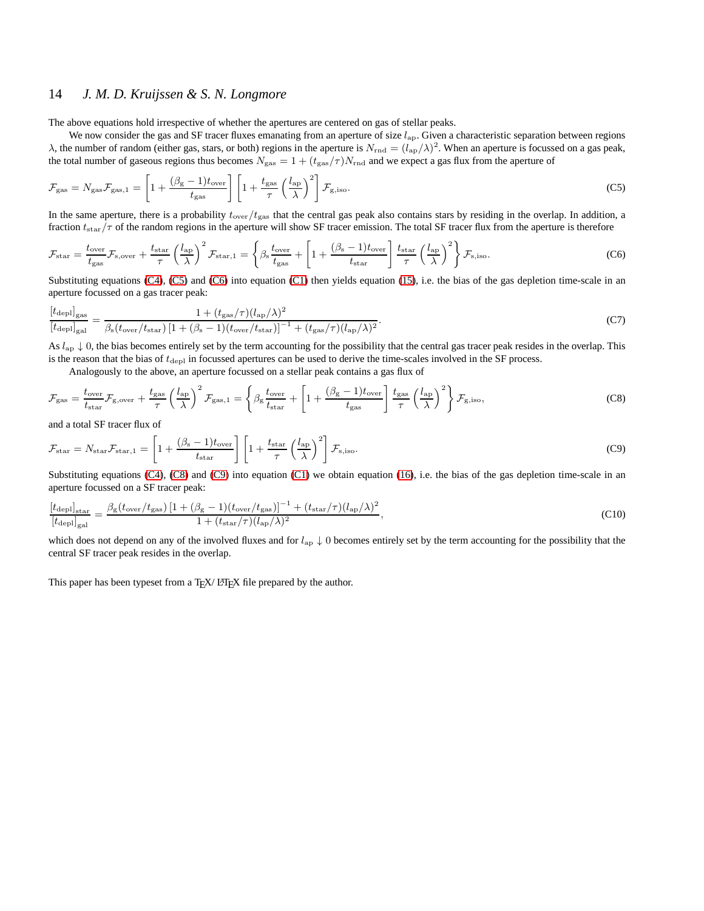The above equations hold irrespective of whether the apertures are centered on gas of stellar peaks.

We now consider the gas and SF tracer fluxes emanating from an aperture of size $l_{\rm ap}$. Given a characteristic separation between regions $\lambda$, the number of random (either gas, stars, or both) regions in the aperture is $N_{\rm rnd} = (l_{\rm ap}/\lambda)^2$. When an aperture is focussed on a gas peak, the total number of gaseous regions thus becomes $N_{\rm gas} = 1 + (t_{\rm gas}/\tau)N_{\rm rnd}$ and we expect a gas flux from the aperture of

$$\mathcal{F}_{\rm gas} = N_{\rm gas}\mathcal{F}_{\rm gas,1} = \left[1 + \frac{(\beta_{\rm g}-1)t_{\rm over}}{t_{\rm gas}}\right]\left[1 + \frac{t_{\rm gas}}{\tau}\left(\frac{l_{\rm ap}}{\lambda}\right)^2\right]\mathcal{F}_{\rm g,iso}. \tag{C5}$$

In the same aperture, there is a probability $t_{\rm over}/t_{\rm gas}$ that the central gas peak also contains stars by residing in the overlap. In addition, a fraction $t_{\rm star}/\tau$ of the random regions in the aperture will show SF tracer emission. The total SF tracer flux from the aperture is therefore

$$\mathcal{F}_{\rm star} = \frac{t_{\rm over}}{t_{\rm gas}}\mathcal{F}_{\rm s,over} + \frac{t_{\rm star}}{\tau}\left(\frac{l_{\rm ap}}{\lambda}\right)^2\mathcal{F}_{\rm star,1} = \left\{\beta_{\rm s}\frac{t_{\rm over}}{t_{\rm gas}} + \left[1 + \frac{(\beta_{\rm s}-1)t_{\rm over}}{t_{\rm star}}\right]\frac{t_{\rm star}}{\tau}\left(\frac{l_{\rm ap}}{\lambda}\right)^2\right\}\mathcal{F}_{\rm s,iso}. \tag{C6}$$

Substituting equations (C4), (C5) and (C6) into equation (C1) then yields equation (15), i.e. the bias of the gas depletion time-scale in an aperture focussed on a gas tracer peak:

$$\frac{[t_{\rm depl}]_{\rm gas}}{[t_{\rm depl}]_{\rm gal}} = \frac{1 + (t_{\rm gas}/\tau)(l_{\rm ap}/\lambda)^2}{\beta_{\rm s}(t_{\rm over}/t_{\rm star})\left[1 + (\beta_{\rm s}-1)(t_{\rm over}/t_{\rm star})\right]^{-1} + (t_{\rm gas}/\tau)(l_{\rm ap}/\lambda)^2}. \tag{C7}$$

As $l_{\rm ap} \downarrow 0$, the bias becomes entirely set by the term accounting for the possibility that the central gas tracer peak resides in the overlap. This is the reason that the bias of $t_{\rm depl}$ in focussed apertures can be used to derive the time-scales involved in the SF process.

Analogously to the above, an aperture focussed on a stellar peak contains a gas flux of

$$\mathcal{F}_{\rm gas} = \frac{t_{\rm over}}{t_{\rm star}}\mathcal{F}_{\rm g,over} + \frac{t_{\rm gas}}{\tau}\left(\frac{l_{\rm ap}}{\lambda}\right)^2\mathcal{F}_{\rm gas,1} = \left\{\beta_{\rm g}\frac{t_{\rm over}}{t_{\rm star}} + \left[1 + \frac{(\beta_{\rm g}-1)t_{\rm over}}{t_{\rm gas}}\right]\frac{t_{\rm gas}}{\tau}\left(\frac{l_{\rm ap}}{\lambda}\right)^2\right\}\mathcal{F}_{\rm g,iso}, \tag{C8}$$

and a total SF tracer flux of

$$\mathcal{F}_{\rm star} = N_{\rm star}\mathcal{F}_{\rm star,1} = \left[1 + \frac{(\beta_{\rm s}-1)t_{\rm over}}{t_{\rm star}}\right]\left[1 + \frac{t_{\rm star}}{\tau}\left(\frac{l_{\rm ap}}{\lambda}\right)^2\right]\mathcal{F}_{\rm s,iso}. \tag{C9}$$

Substituting equations (C4), (C8) and (C9) into equation (C1) we obtain equation (16), i.e. the bias of the gas depletion time-scale in an aperture focussed on a SF tracer peak:

$$\frac{[t_{\rm depl}]_{\rm star}}{[t_{\rm depl}]_{\rm gal}} = \frac{\beta_{\rm g}(t_{\rm over}/t_{\rm gas})\left[1 + (\beta_{\rm g}-1)(t_{\rm over}/t_{\rm gas})\right]^{-1} + (t_{\rm star}/\tau)(l_{\rm ap}/\lambda)^2}{1 + (t_{\rm star}/\tau)(l_{\rm ap}/\lambda)^2}, \tag{C10}$$

which does not depend on any of the involved fluxes and for $l_{\rm ap} \downarrow 0$ becomes entirely set by the term accounting for the possibility that the central SF tracer peak resides in the overlap.

This paper has been typeset from a TEX/ LATEX file prepared by the author.